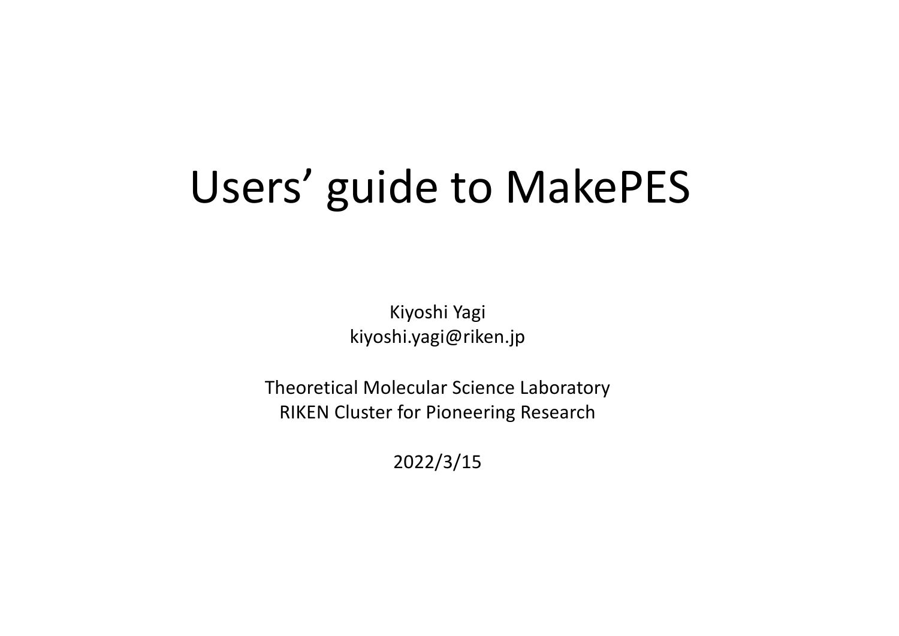# Users' guide to MakePES

Kiyoshi Yagi
kiyoshi.yagi@riken.jp

Theoretical Molecular Science Laboratory
RIKEN Cluster for Pioneering Research

2022/3/15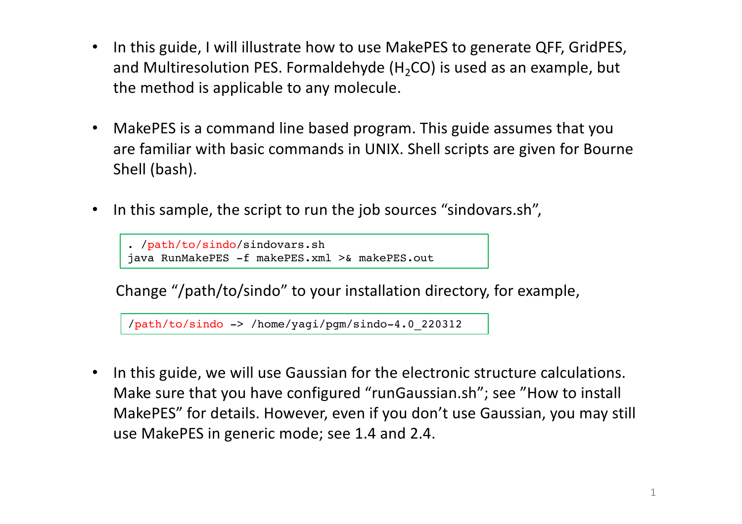- In this guide, I will illustrate how to use MakePES to generate QFF, GridPES, and Multiresolution PES. Formaldehyde ($H_2CO$) is used as an example, but the method is applicable to any molecule.

- MakePES is a command line based program. This guide assumes that you are familiar with basic commands in UNIX. Shell scripts are given for Bourne Shell (bash).

- In this sample, the script to run the job sources “sindovars.sh”,

```
. /path/to/sindo/sindovars.sh
java RunMakePES -f makePES.xml >& makePES.out
```

  Change “/path/to/sindo” to your installation directory, for example,

```
/path/to/sindo -> /home/yagi/pgm/sindo-4.0_220312
```

- In this guide, we will use Gaussian for the electronic structure calculations. Make sure that you have configured “runGaussian.sh”; see ”How to install MakePES” for details. However, even if you don’t use Gaussian, you may still use MakePES in generic mode; see 1.4 and 2.4.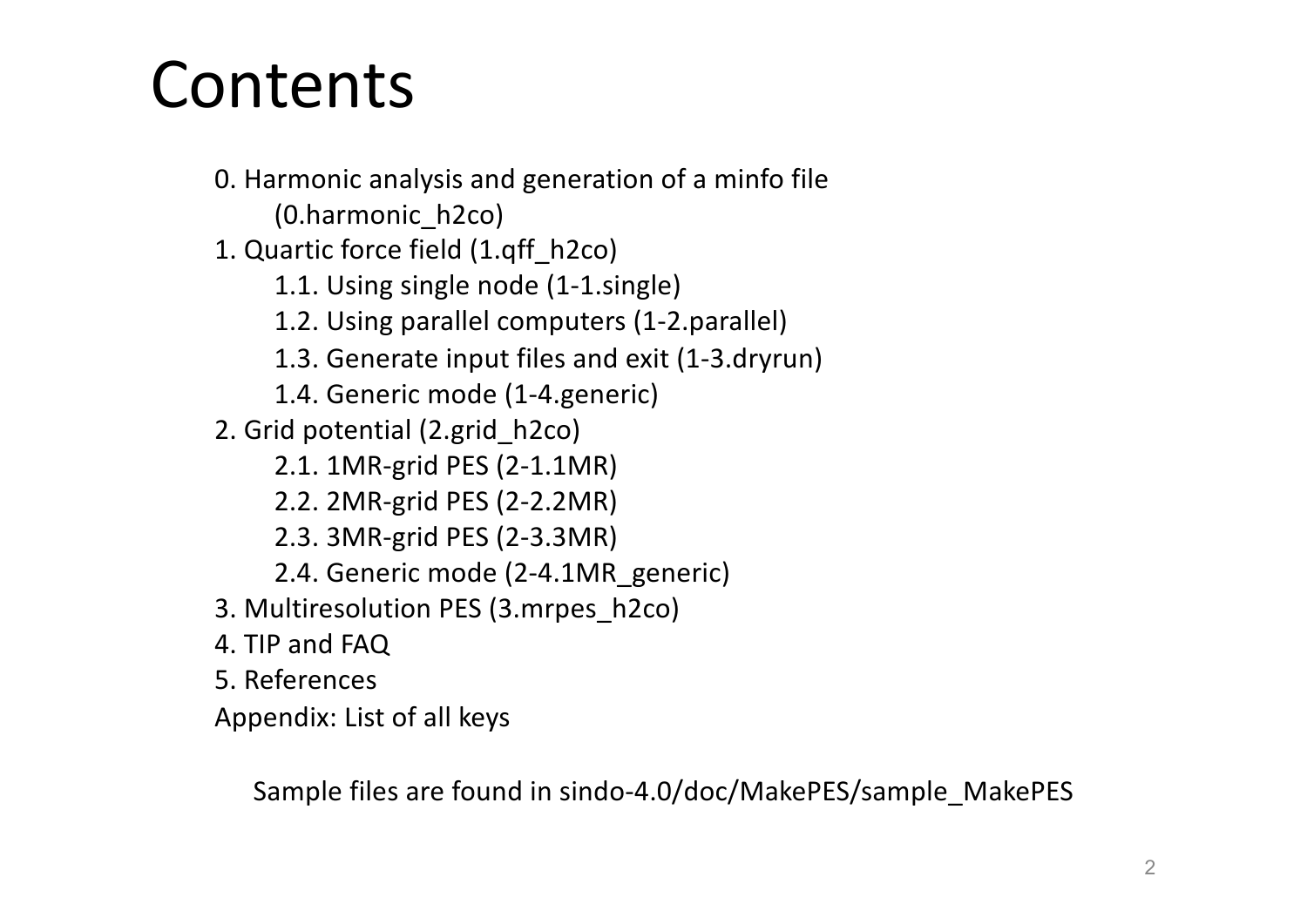# Contents

0. Harmonic analysis and generation of a minfo file
   (0.harmonic_h2co)
1. Quartic force field (1.qff_h2co)
   - 1.1. Using single node (1-1.single)
   - 1.2. Using parallel computers (1-2.parallel)
   - 1.3. Generate input files and exit (1-3.dryrun)
   - 1.4. Generic mode (1-4.generic)
2. Grid potential (2.grid_h2co)
   - 2.1. 1MR-grid PES (2-1.1MR)
   - 2.2. 2MR-grid PES (2-2.2MR)
   - 2.3. 3MR-grid PES (2-3.3MR)
   - 2.4. Generic mode (2-4.1MR_generic)
3. Multiresolution PES (3.mrpes_h2co)
4. TIP and FAQ
5. References

Appendix: List of all keys

Sample files are found in sindo-4.0/doc/MakePES/sample_MakePES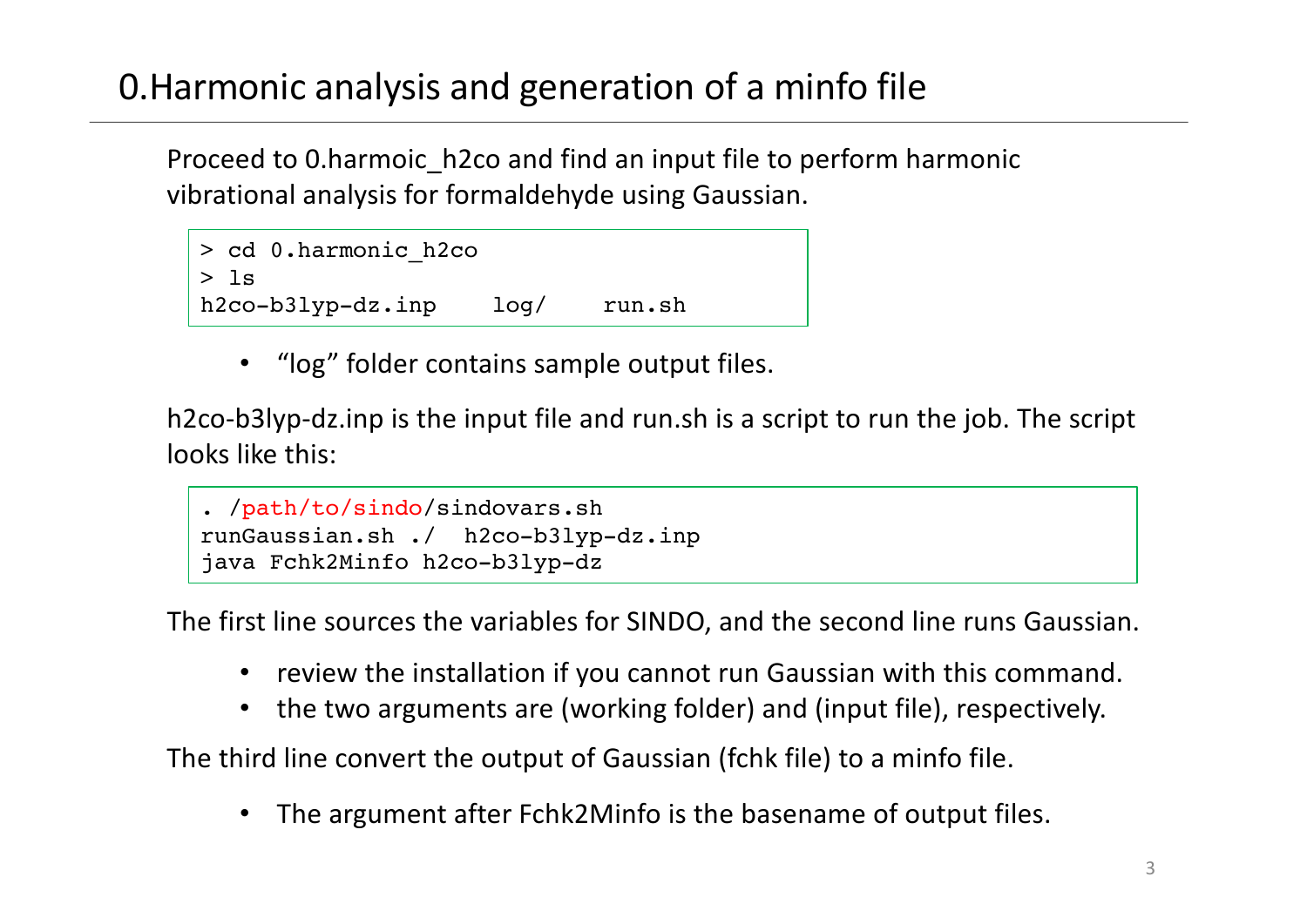# 0.Harmonic analysis and generation of a minfo file

Proceed to 0.harmoic_h2co and find an input file to perform harmonic vibrational analysis for formaldehyde using Gaussian.

```
> cd 0.harmonic_h2co
> ls
h2co-b3lyp-dz.inp    log/    run.sh
```

- “log” folder contains sample output files.

h2co-b3lyp-dz.inp is the input file and run.sh is a script to run the job. The script looks like this:

```
. /path/to/sindo/sindovars.sh
runGaussian.sh ./  h2co-b3lyp-dz.inp
java Fchk2Minfo h2co-b3lyp-dz
```

The first line sources the variables for SINDO, and the second line runs Gaussian.

- review the installation if you cannot run Gaussian with this command.
- the two arguments are (working folder) and (input file), respectively.

The third line convert the output of Gaussian (fchk file) to a minfo file.

- The argument after Fchk2Minfo is the basename of output files.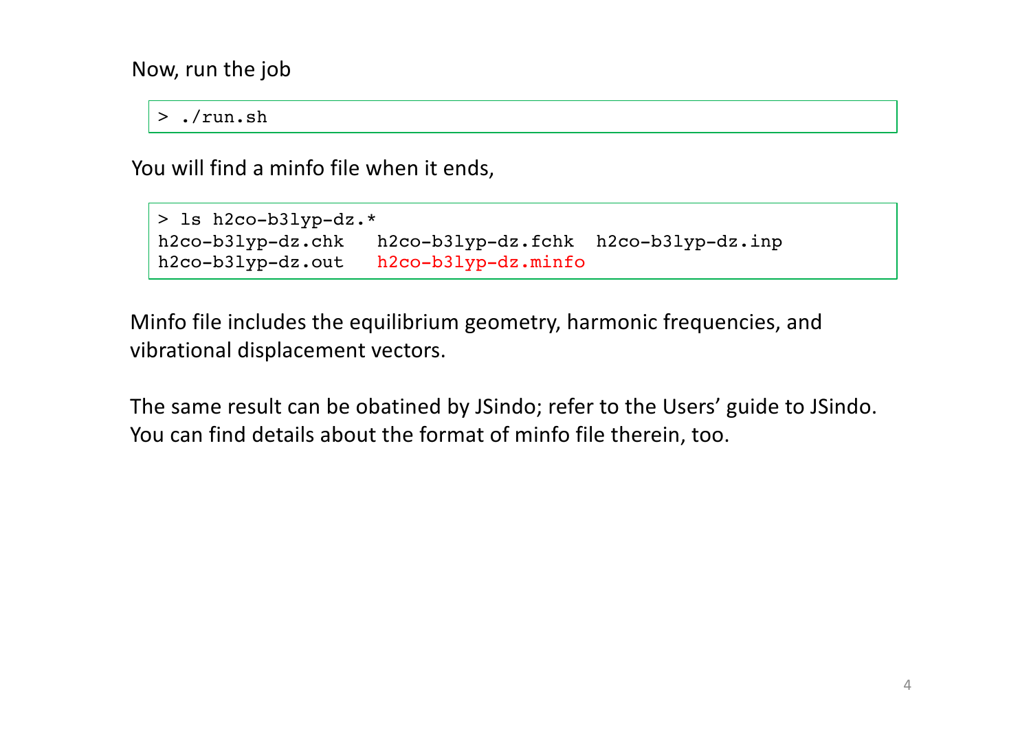Now, run the job

```
> ./run.sh
```

You will find a minfo file when it ends,

```
> ls h2co-b3lyp-dz.*
h2co-b3lyp-dz.chk   h2co-b3lyp-dz.fchk  h2co-b3lyp-dz.inp
h2co-b3lyp-dz.out   h2co-b3lyp-dz.minfo
```

Minfo file includes the equilibrium geometry, harmonic frequencies, and vibrational displacement vectors.

The same result can be obatined by JSindo; refer to the Users' guide to JSindo. You can find details about the format of minfo file therein, too.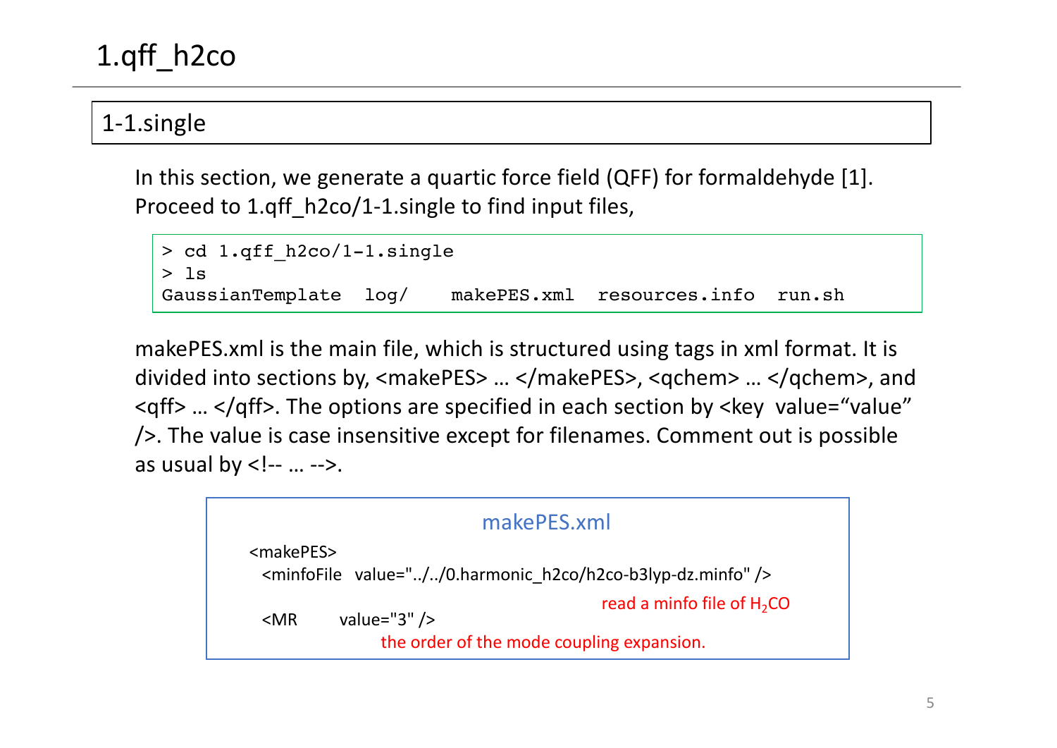# 1.qff_h2co

## 1-1.single

In this section, we generate a quartic force field (QFF) for formaldehyde [1]. Proceed to 1.qff_h2co/1-1.single to find input files,

```
> cd 1.qff_h2co/1-1.single
> ls
GaussianTemplate  log/   makePES.xml  resources.info  run.sh
```

makePES.xml is the main file, which is structured using tags in xml format. It is divided into sections by, <makePES> … </makePES>, <qchem> … </qchem>, and <qff> … </qff>. The options are specified in each section by <key value="value" />. The value is case insensitive except for filenames. Comment out is possible as usual by <!-- … -->.

**makePES.xml**

```
<makePES>
  <minfoFile  value="../../0.harmonic_h2co/h2co-b3lyp-dz.minfo" />
  <MR         value="3" />
```

- minfoFile: read a minfo file of $H_2CO$
- MR: the order of the mode coupling expansion.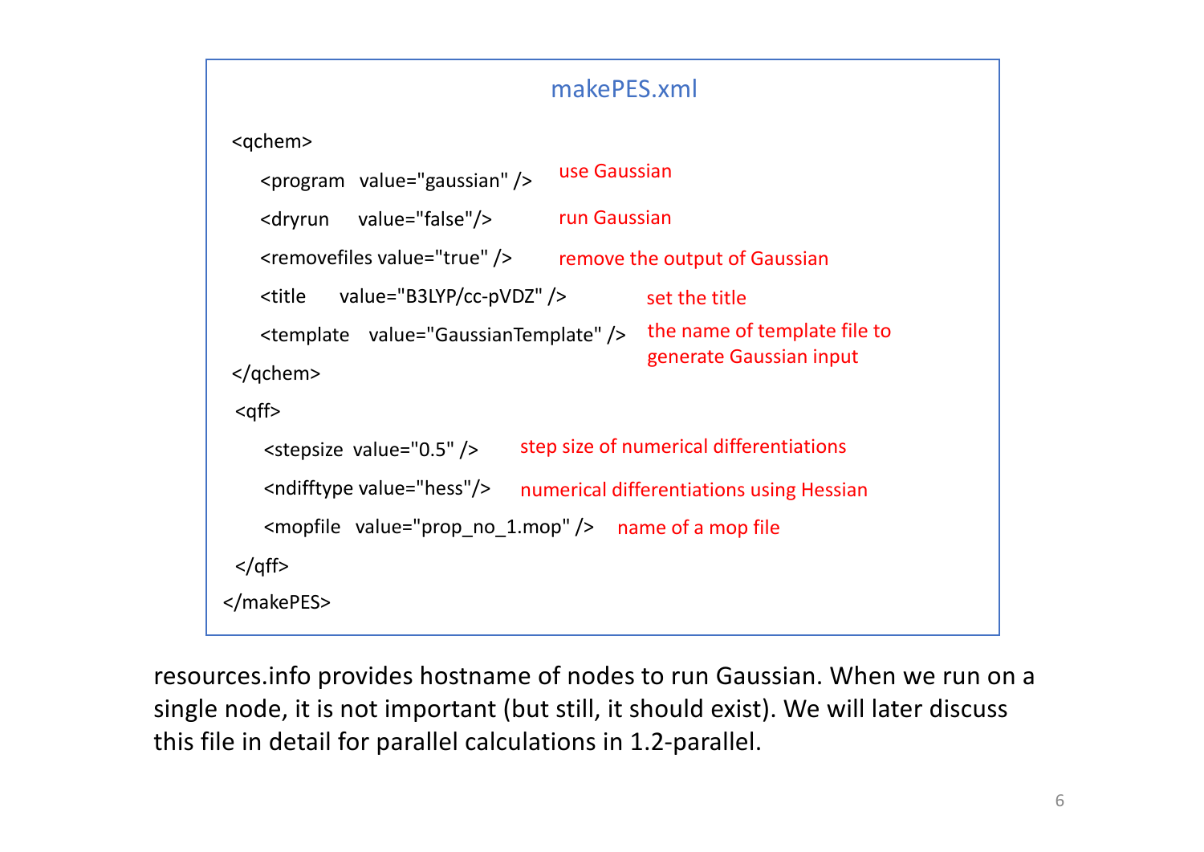## makePES.xml

```
<qchem>
    <program   value="gaussian" />          use Gaussian
    <dryrun     value="false"/>              run Gaussian
    <removefiles value="true" />            remove the output of Gaussian
    <title      value="B3LYP/cc-pVDZ" />            set the title
    <template   value="GaussianTemplate" />    the name of template file to
                                               generate Gaussian input
</qchem>
<qff>
    <stepsize  value="0.5" />         step size of numerical differentiations
    <ndifftype value="hess"/>         numerical differentiations using Hessian
    <mopfile   value="prop_no_1.mop" />    name of a mop file
</qff>
</makePES>
```

resources.info provides hostname of nodes to run Gaussian. When we run on a single node, it is not important (but still, it should exist). We will later discuss this file in detail for parallel calculations in 1.2-parallel.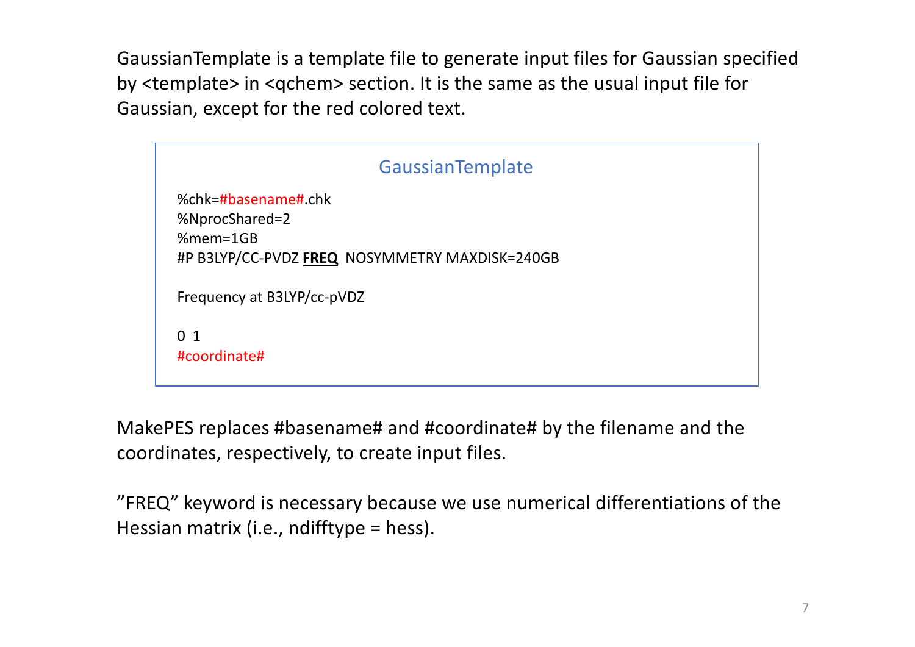GaussianTemplate is a template file to generate input files for Gaussian specified by <template> in <qchem> section. It is the same as the usual input file for Gaussian, except for the red colored text.

**GaussianTemplate**

```
%chk=#basename#.chk
%NprocShared=2
%mem=1GB
#P B3LYP/CC-PVDZ FREQ  NOSYMMETRY MAXDISK=240GB

Frequency at B3LYP/cc-pVDZ

0  1
#coordinate#
```

MakePES replaces #basename# and #coordinate# by the filename and the coordinates, respectively, to create input files.

"FREQ" keyword is necessary because we use numerical differentiations of the Hessian matrix (i.e., ndifftype = hess).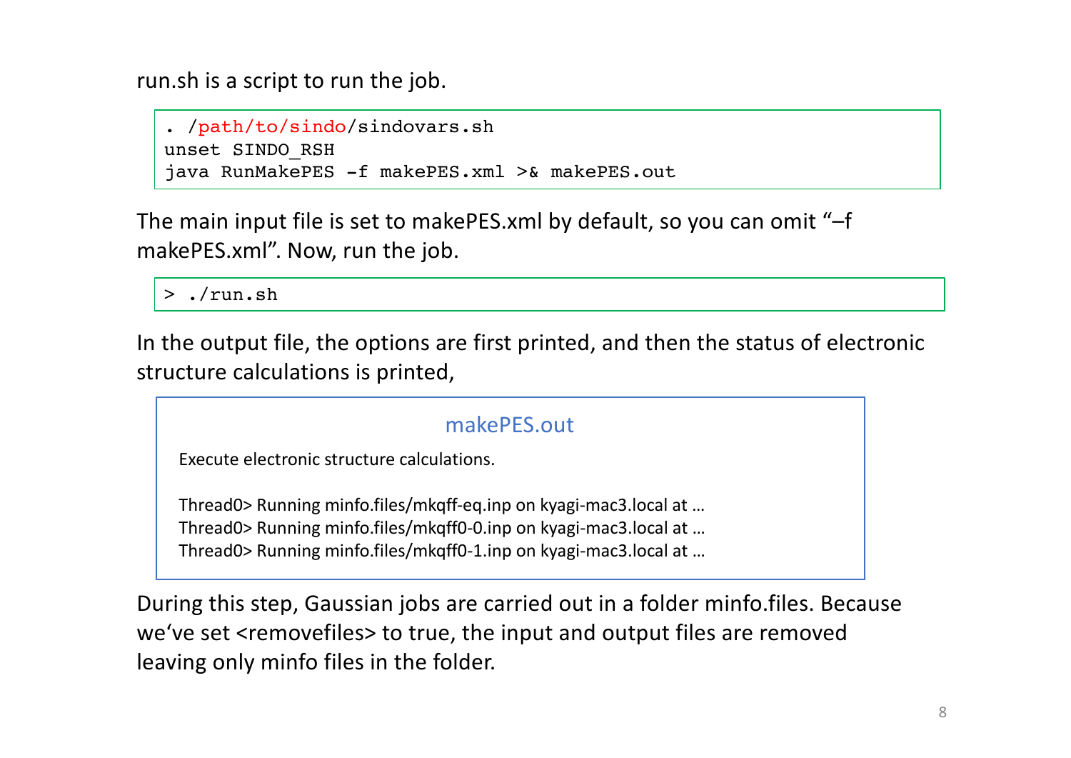run.sh is a script to run the job.

```
. /path/to/sindo/sindovars.sh
unset SINDO_RSH
java RunMakePES -f makePES.xml >& makePES.out
```

The main input file is set to makePES.xml by default, so you can omit "–f makePES.xml". Now, run the job.

```
> ./run.sh
```

In the output file, the options are first printed, and then the status of electronic structure calculations is printed,

```
makePES.out

Execute electronic structure calculations.

Thread0> Running minfo.files/mkqff-eq.inp on kyagi-mac3.local at …
Thread0> Running minfo.files/mkqff0-0.inp on kyagi-mac3.local at …
Thread0> Running minfo.files/mkqff0-1.inp on kyagi-mac3.local at …
```

During this step, Gaussian jobs are carried out in a folder minfo.files. Because we've set <removefiles> to true, the input and output files are removed leaving only minfo files in the folder.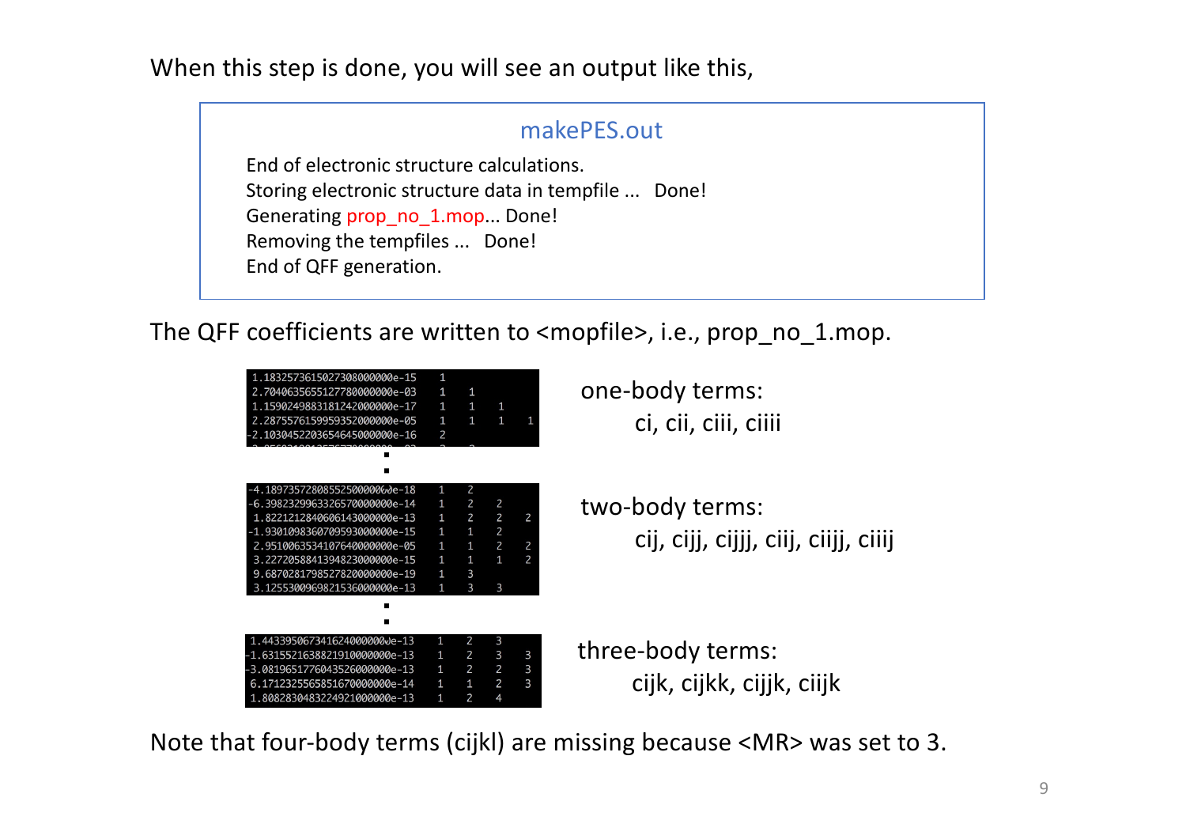When this step is done, you will see an output like this,

**makePES.out**

```
End of electronic structure calculations.
Storing electronic structure data in tempfile ...   Done!
Generating prop_no_1.mop... Done!
Removing the tempfiles ...   Done!
End of QFF generation.
```

The QFF coefficients are written to <mopfile>, i.e., prop_no_1.mop.

```
 1.18325736150273080000000e-15    1
 2.70406356551277800000000e-03    1    1
 1.15902498831812420000000e-17    1    1    1
 2.28755761599593520000000e-05    1    1    1    1
-2.10304522036546450000000e-16    2
```

one-body terms:
ci, cii, ciii, ciiii

:

```
-4.18973572808552500000000e-18    1    2
-6.39823299633265700000000e-14    1    2    2
 1.82212128406061430000000e-13    1    2    2    2
-1.93010983607095930000000e-15    1    1    2
 2.95100635341076400000000e-05    1    1    2    2
 3.22720588413948230000000e-15    1    1    1    2
 9.68702817985278200000000e-19    1    3
 3.12553009698215360000000e-13    1    3    3
```

two-body terms:
cij, cijj, cijjj, ciij, ciijj, ciiij

:

```
 1.44339506734162400000000e-13    1    2    3
-1.63155216388219100000000e-13    1    2    3    3
-3.08196517760435260000000e-13    1    2    2    3
 6.17123255658516700000000e-14    1    1    2    3
 1.80828304832249210000000e-13    1    2    4
```

three-body terms:
cijk, cijkk, cijjk, ciijk

Note that four-body terms (cijkl) are missing because <MR> was set to 3.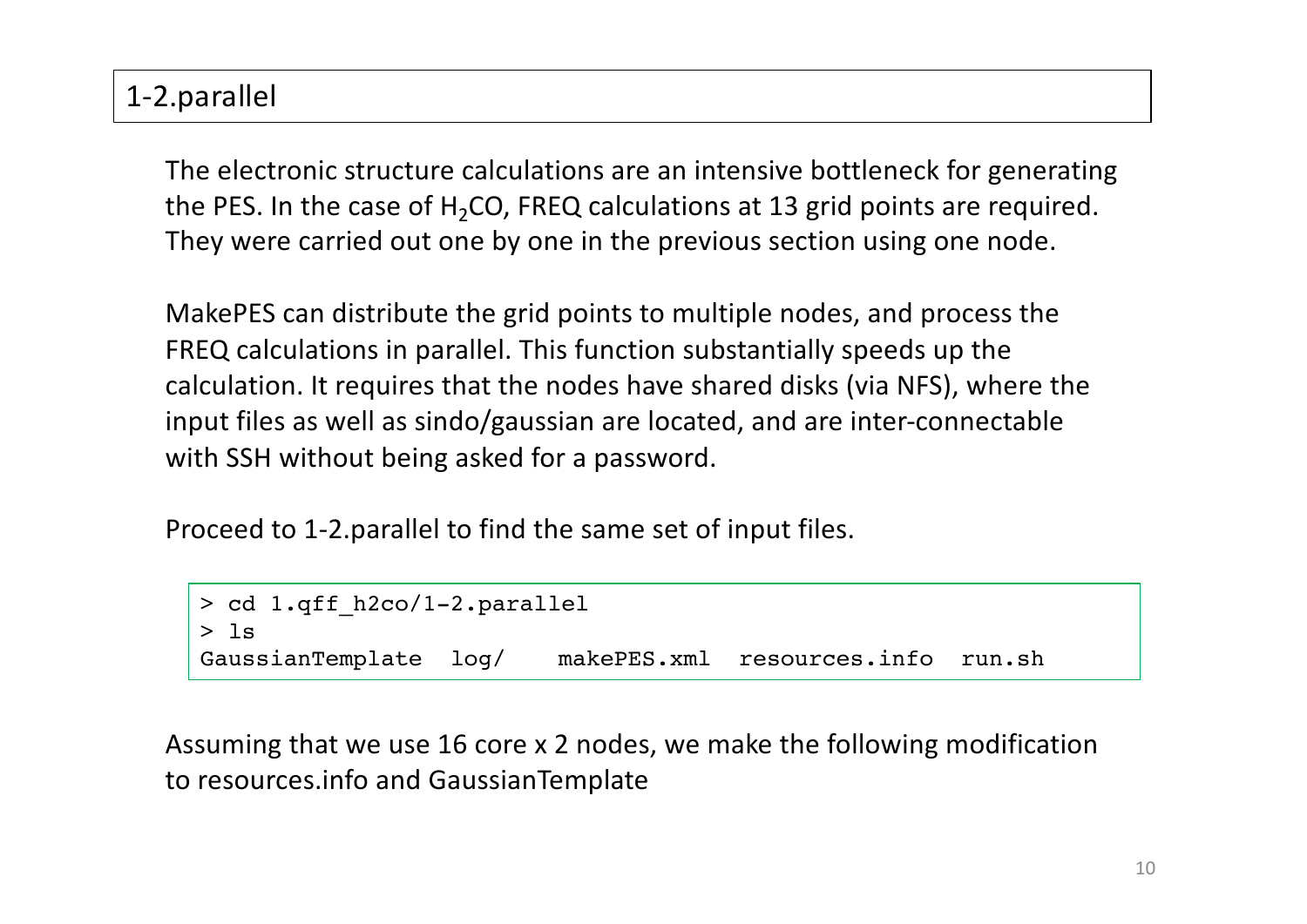# 1-2.parallel

The electronic structure calculations are an intensive bottleneck for generating the PES. In the case of $H_2CO$, FREQ calculations at 13 grid points are required. They were carried out one by one in the previous section using one node.

MakePES can distribute the grid points to multiple nodes, and process the FREQ calculations in parallel. This function substantially speeds up the calculation. It requires that the nodes have shared disks (via NFS), where the input files as well as sindo/gaussian are located, and are inter-connectable with SSH without being asked for a password.

Proceed to 1-2.parallel to find the same set of input files.

```
> cd 1.qff_h2co/1-2.parallel
> ls
GaussianTemplate  log/    makePES.xml  resources.info  run.sh
```

Assuming that we use 16 core x 2 nodes, we make the following modification to resources.info and GaussianTemplate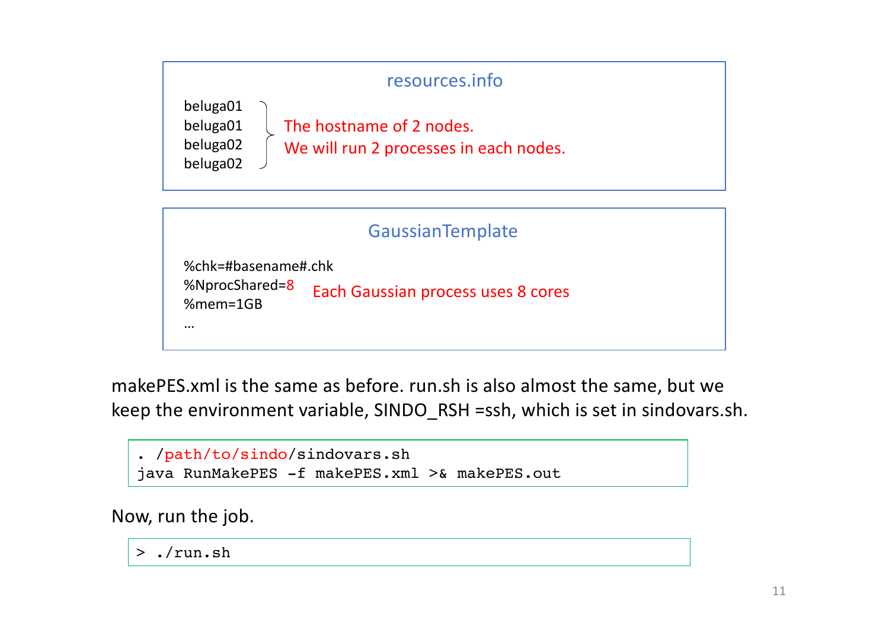**resources.info**

```
beluga01
beluga01
beluga02
beluga02
```

The hostname of 2 nodes.
We will run 2 processes in each nodes.

**GaussianTemplate**

```
%chk=#basename#.chk
%NprocShared=8
%mem=1GB
…
```

Each Gaussian process uses 8 cores

makePES.xml is the same as before. run.sh is also almost the same, but we keep the environment variable, SINDO_RSH =ssh, which is set in sindovars.sh.

```
. /path/to/sindo/sindovars.sh
java RunMakePES -f makePES.xml >& makePES.out
```

Now, run the job.

```
> ./run.sh
```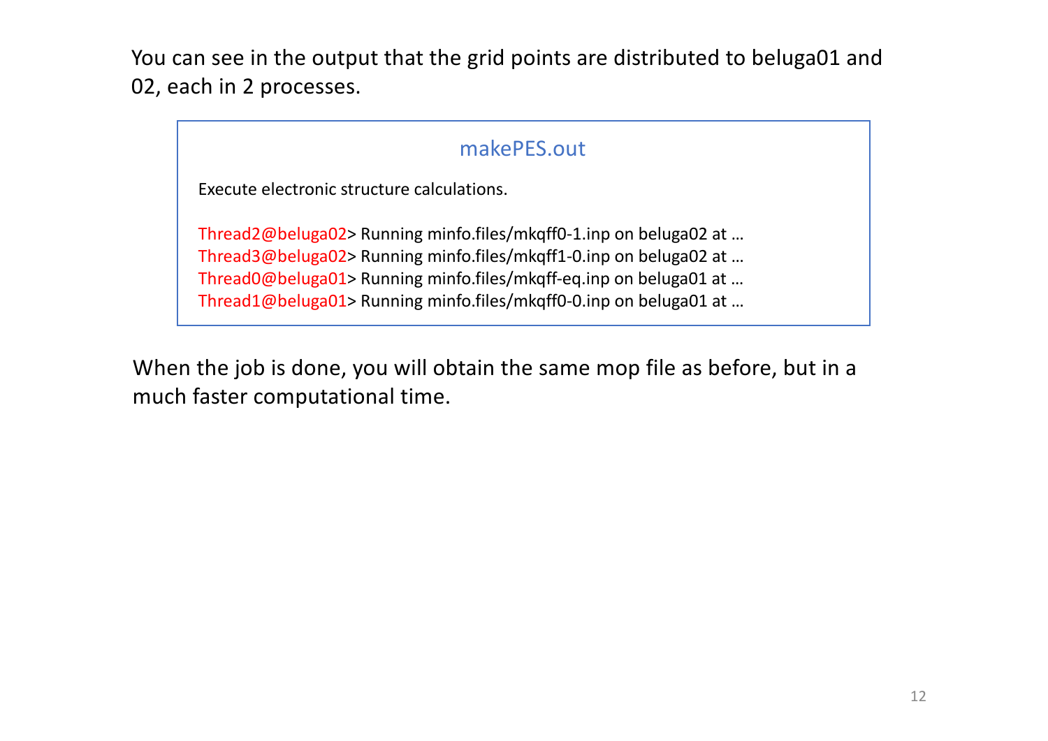You can see in the output that the grid points are distributed to beluga01 and 02, each in 2 processes.

**makePES.out**

```
Execute electronic structure calculations.

Thread2@beluga02> Running minfo.files/mkqff0-1.inp on beluga02 at …
Thread3@beluga02> Running minfo.files/mkqff1-0.inp on beluga02 at …
Thread0@beluga01> Running minfo.files/mkqff-eq.inp on beluga01 at …
Thread1@beluga01> Running minfo.files/mkqff0-0.inp on beluga01 at …
```

When the job is done, you will obtain the same mop file as before, but in a much faster computational time.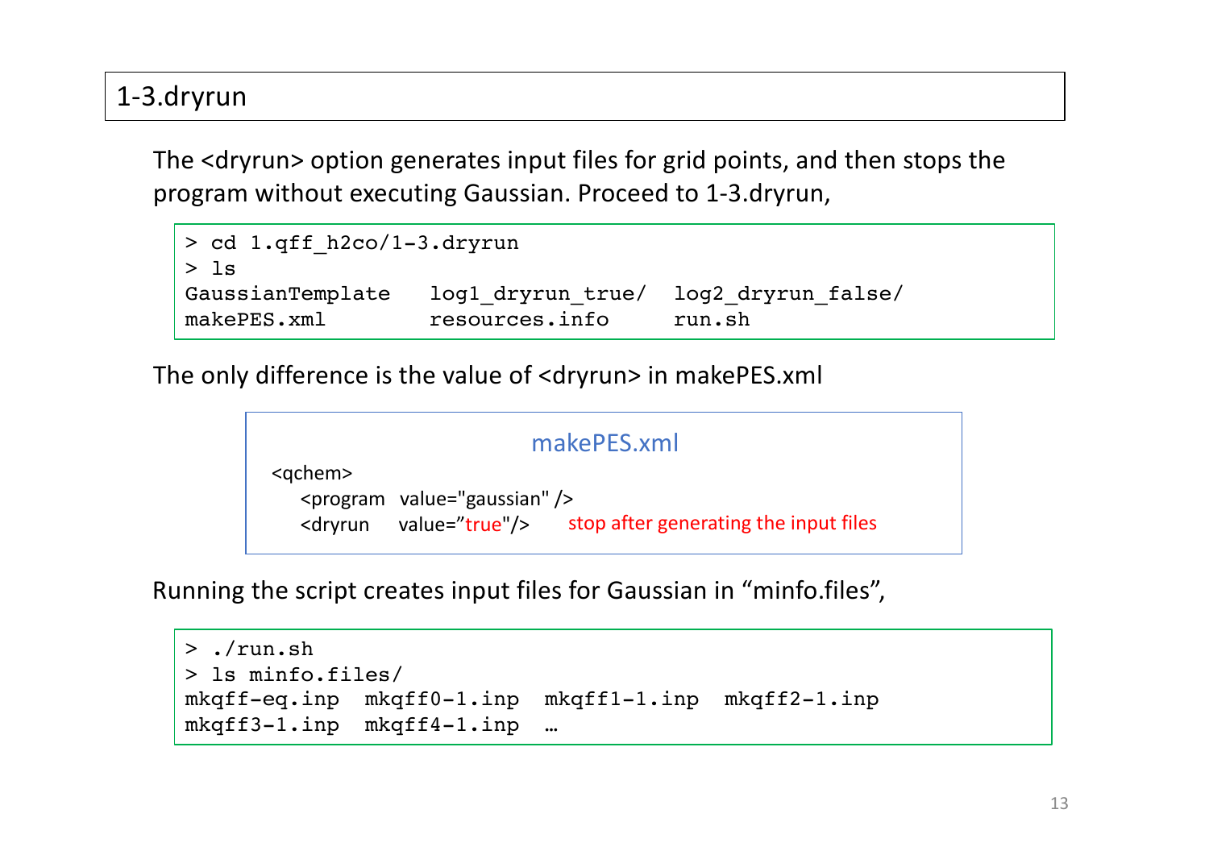## 1-3.dryrun

The <dryrun> option generates input files for grid points, and then stops the program without executing Gaussian. Proceed to 1-3.dryrun,

```
> cd 1.qff_h2co/1-3.dryrun
> ls
GaussianTemplate    log1_dryrun_true/   log2_dryrun_false/
makePES.xml         resources.info      run.sh
```

The only difference is the value of <dryrun> in makePES.xml

**makePES.xml**

```
<qchem>
    <program  value="gaussian" />
    <dryrun   value="true"/>        stop after generating the input files
```

Running the script creates input files for Gaussian in “minfo.files”,

```
> ./run.sh
> ls minfo.files/
mkqff-eq.inp  mkqff0-1.inp  mkqff1-1.inp  mkqff2-1.inp
mkqff3-1.inp  mkqff4-1.inp  …
```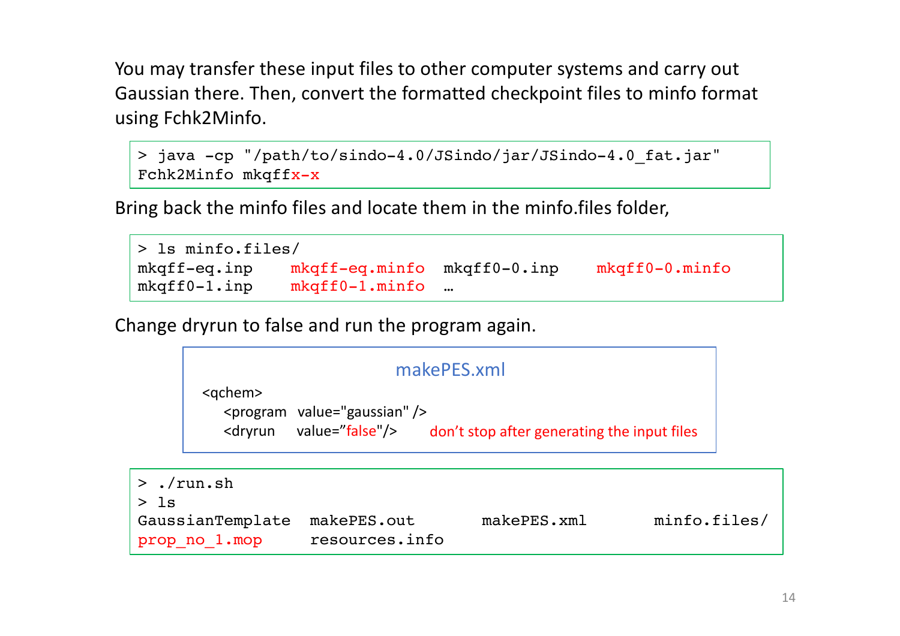You may transfer these input files to other computer systems and carry out Gaussian there. Then, convert the formatted checkpoint files to minfo format using Fchk2Minfo.

```
> java -cp "/path/to/sindo-4.0/JSindo/jar/JSindo-4.0_fat.jar"
Fchk2Minfo mkqffx-x
```

Bring back the minfo files and locate them in the minfo.files folder,

```
> ls minfo.files/
mkqff-eq.inp    mkqff-eq.minfo  mkqff0-0.inp    mkqff0-0.minfo
mkqff0-1.inp    mkqff0-1.minfo  …
```

Change dryrun to false and run the program again.

**makePES.xml**

```
<qchem>
    <program  value="gaussian" />
    <dryrun    value="false"/>       don't stop after generating the input files
```

```
> ./run.sh
> ls
GaussianTemplate  makePES.out      makePES.xml      minfo.files/
prop_no_1.mop     resources.info
```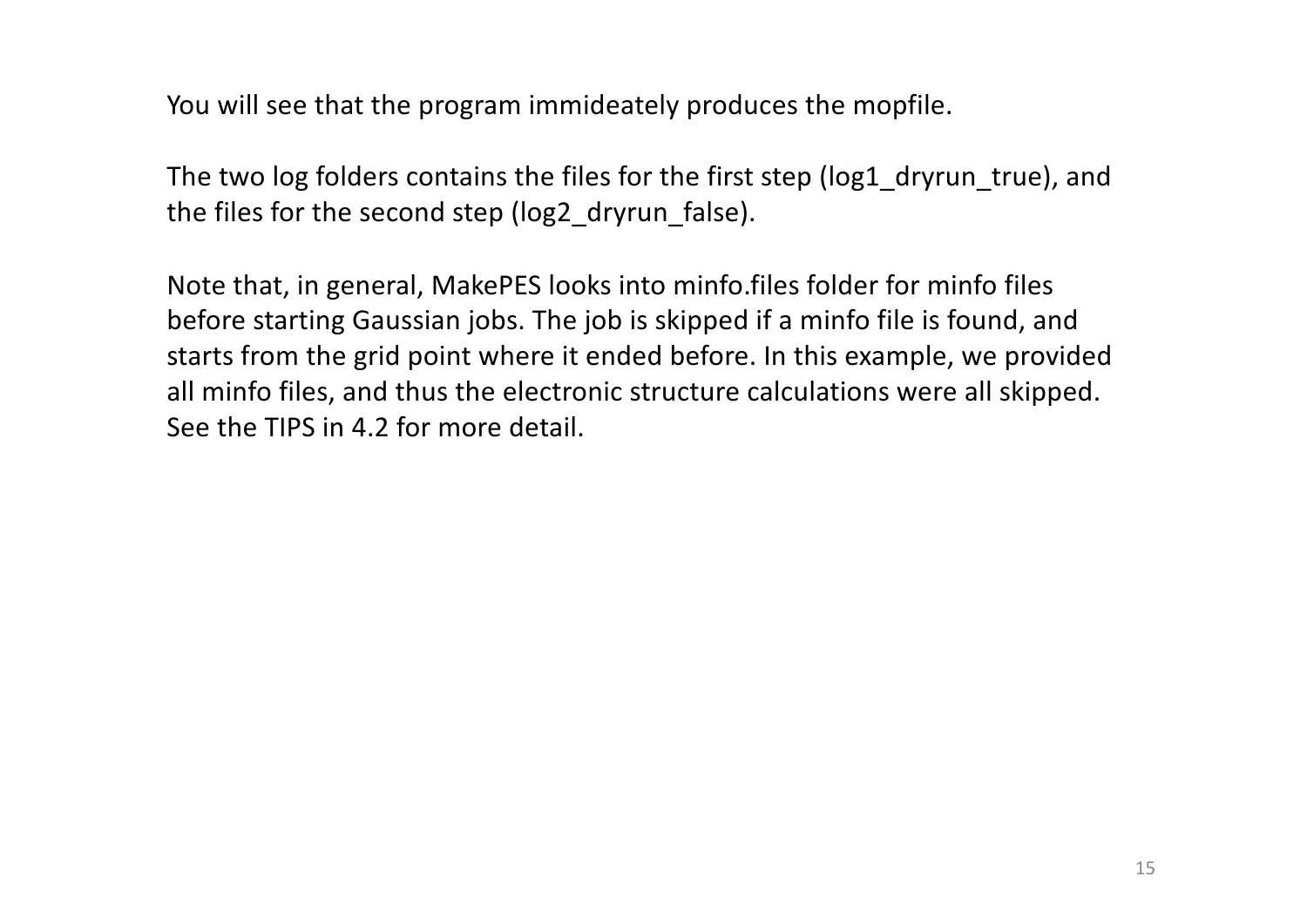You will see that the program immideately produces the mopfile.

The two log folders contains the files for the first step (log1_dryrun_true), and the files for the second step (log2_dryrun_false).

Note that, in general, MakePES looks into minfo.files folder for minfo files before starting Gaussian jobs. The job is skipped if a minfo file is found, and starts from the grid point where it ended before. In this example, we provided all minfo files, and thus the electronic structure calculations were all skipped. See the TIPS in 4.2 for more detail.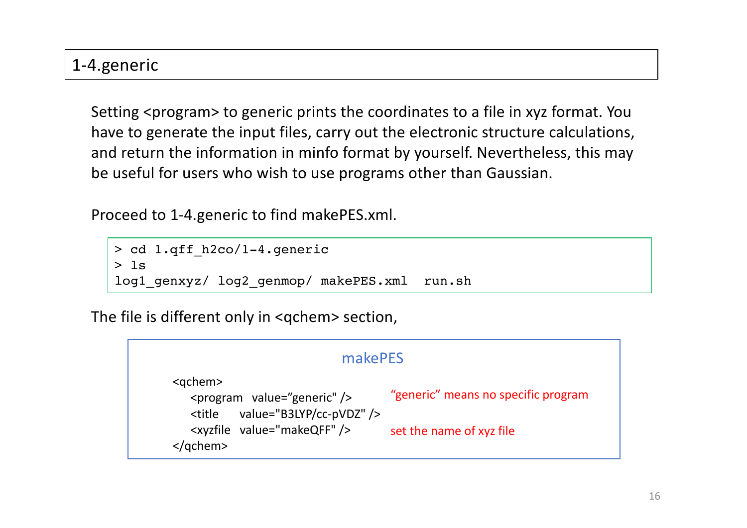## 1-4.generic

Setting <program> to generic prints the coordinates to a file in xyz format. You have to generate the input files, carry out the electronic structure calculations, and return the information in minfo format by yourself. Nevertheless, this may be useful for users who wish to use programs other than Gaussian.

Proceed to 1-4.generic to find makePES.xml.

```
> cd 1.qff_h2co/1-4.generic
> ls
log1_genxyz/ log2_genmop/ makePES.xml  run.sh
```

The file is different only in <qchem> section,

makePES

```
<qchem>
    <program  value="generic" />        "generic" means no specific program
    <title    value="B3LYP/cc-pVDZ" />
    <xyzfile  value="makeQFF" />        set the name of xyz file
</qchem>
```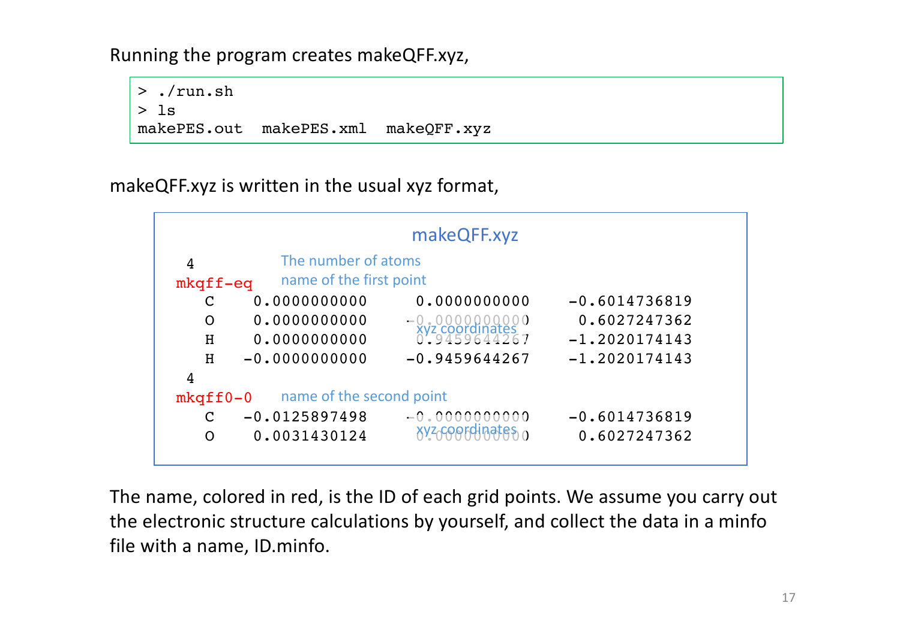Running the program creates makeQFF.xyz,

```
> ./run.sh
> ls
makePES.out  makePES.xml  makeQFF.xyz
```

makeQFF.xyz is written in the usual xyz format,

makeQFF.xyz

```
 4                        The number of atoms
mkqff-eq                  name of the first point
   C     0.0000000000     0.0000000000    -0.6014736819
   O     0.0000000000    -0.0000000000     0.6027247362
   H     0.0000000000     0.9459644267    -1.2020174143
   H    -0.0000000000    -0.9459644267    -1.2020174143
 4
mkqff0-0                  name of the second point
   C    -0.0125897498    -0.0000000000    -0.6014736819
   O     0.0031430124     0.0000000000     0.6027247362
```

(xyz coordinates)

The name, colored in red, is the ID of each grid points. We assume you carry out the electronic structure calculations by yourself, and collect the data in a minfo file with a name, ID.minfo.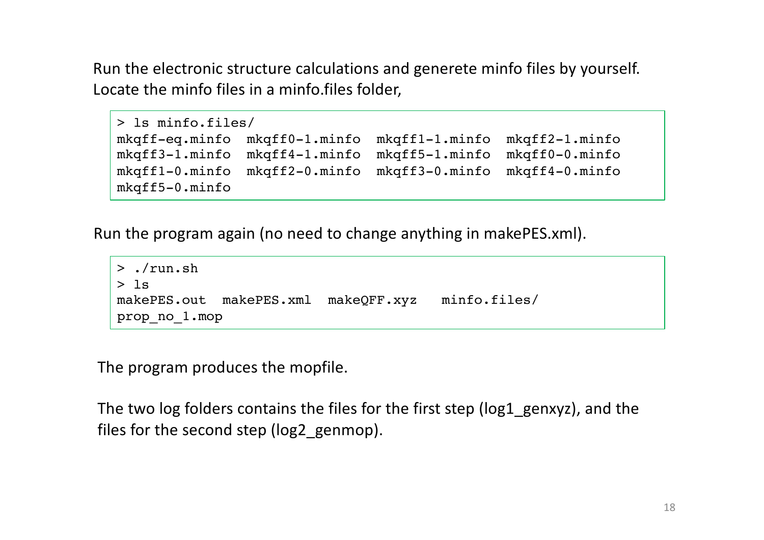Run the electronic structure calculations and generete minfo files by yourself. Locate the minfo files in a minfo.files folder,

```
> ls minfo.files/
mkqff-eq.minfo  mkqff0-1.minfo  mkqff1-1.minfo  mkqff2-1.minfo
mkqff3-1.minfo  mkqff4-1.minfo  mkqff5-1.minfo  mkqff0-0.minfo
mkqff1-0.minfo  mkqff2-0.minfo  mkqff3-0.minfo  mkqff4-0.minfo
mkqff5-0.minfo
```

Run the program again (no need to change anything in makePES.xml).

```
> ./run.sh
> ls
makePES.out  makePES.xml  makeQFF.xyz   minfo.files/
prop_no_1.mop
```

The program produces the mopfile.

The two log folders contains the files for the first step (log1_genxyz), and the files for the second step (log2_genmop).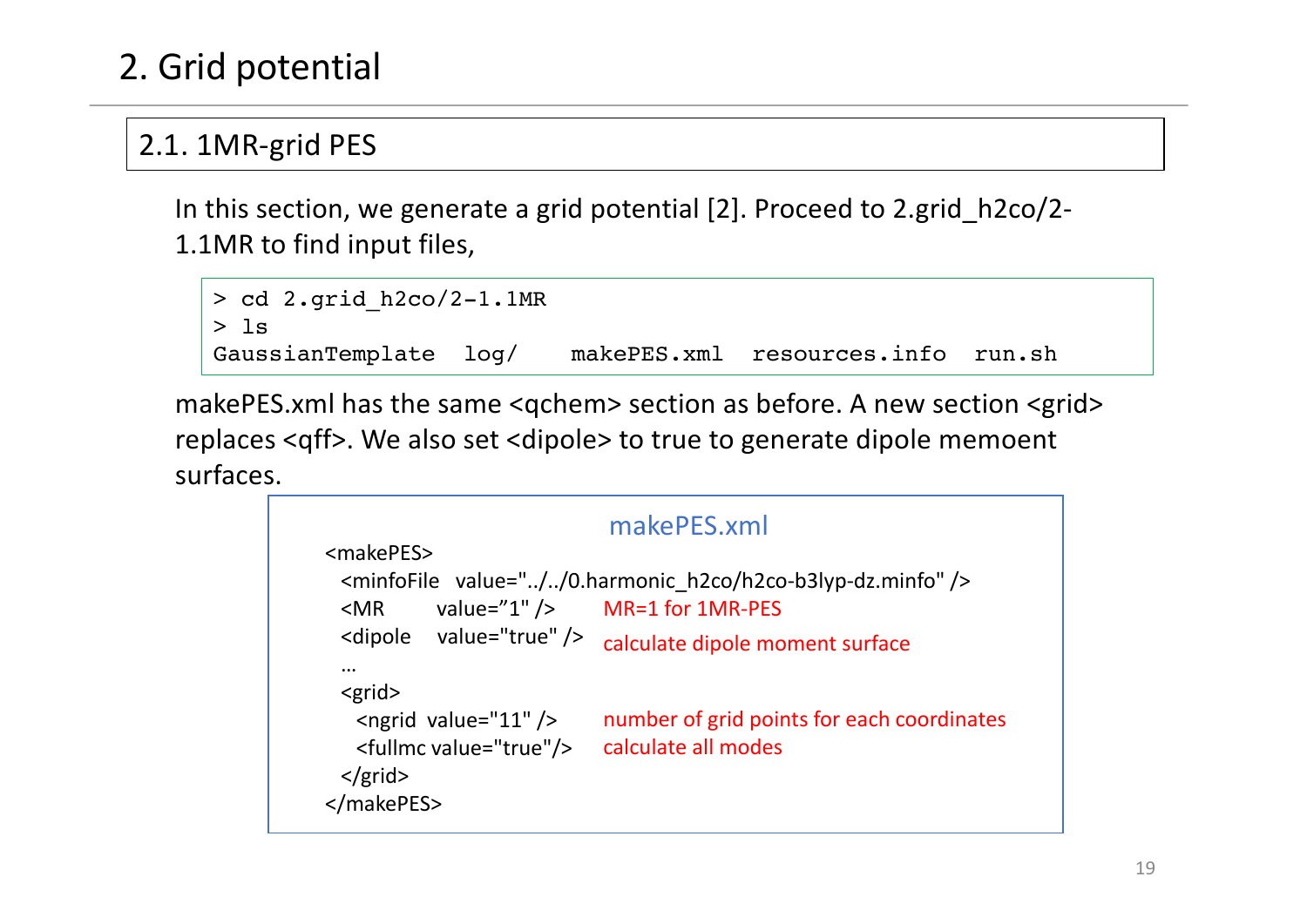# 2. Grid potential

## 2.1. 1MR-grid PES

In this section, we generate a grid potential [2]. Proceed to 2.grid_h2co/2-1.1MR to find input files,

```
> cd 2.grid_h2co/2-1.1MR
> ls
GaussianTemplate  log/   makePES.xml  resources.info  run.sh
```

makePES.xml has the same <qchem> section as before. A new section <grid> replaces <qff>. We also set <dipole> to true to generate dipole memoent surfaces.

makePES.xml

```
<makePES>
  <minfoFile  value="../../0.harmonic_h2co/h2co-b3lyp-dz.minfo" />
  <MR       value=”1" />      MR=1 for 1MR-PES
  <dipole   value="true" />   calculate dipole moment surface
  …
  <grid>
    <ngrid  value="11" />     number of grid points for each coordinates
    <fullmc value="true"/>    calculate all modes
  </grid>
</makePES>
```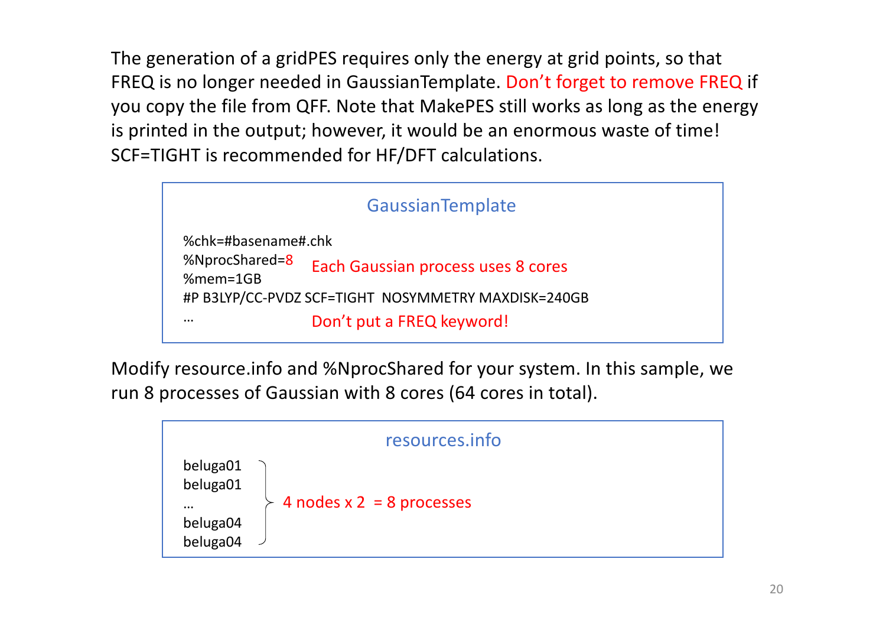The generation of a gridPES requires only the energy at grid points, so that FREQ is no longer needed in GaussianTemplate. Don't forget to remove FREQ if you copy the file from QFF. Note that MakePES still works as long as the energy is printed in the output; however, it would be an enormous waste of time! SCF=TIGHT is recommended for HF/DFT calculations.

**GaussianTemplate**

```
%chk=#basename#.chk
%NprocShared=8        Each Gaussian process uses 8 cores
%mem=1GB
#P B3LYP/CC-PVDZ SCF=TIGHT  NOSYMMETRY MAXDISK=240GB
…                     Don't put a FREQ keyword!
```

Modify resource.info and %NprocShared for your system. In this sample, we run 8 processes of Gaussian with 8 cores (64 cores in total).

**resources.info**

```
beluga01
beluga01
…            4 nodes x 2  = 8 processes
beluga04
beluga04
```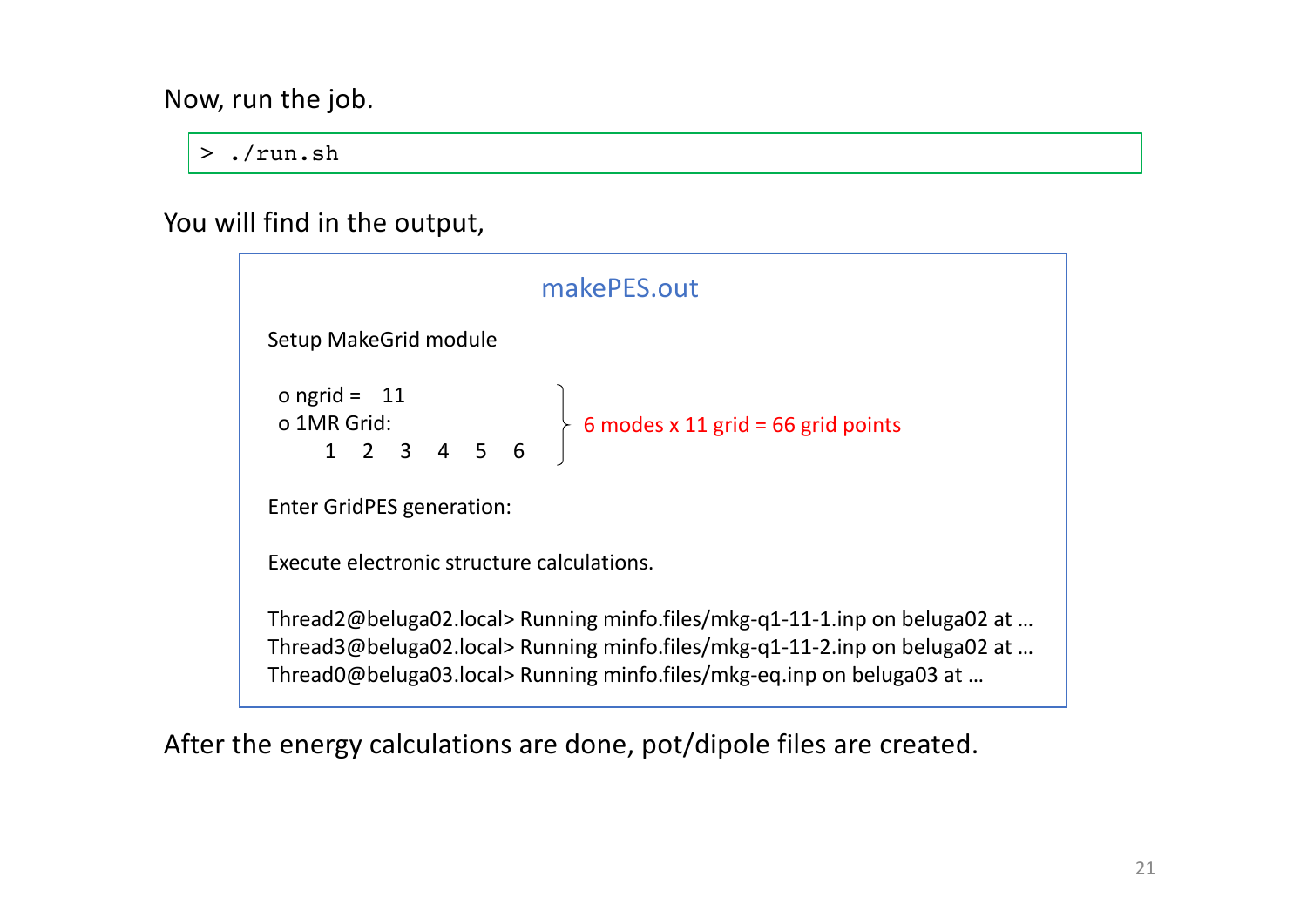Now, run the job.

```
> ./run.sh
```

You will find in the output,

**makePES.out**

```
Setup MakeGrid module

 o ngrid =   11
 o 1MR Grid:
      1   2   3   4   5   6

Enter GridPES generation:

Execute electronic structure calculations.

Thread2@beluga02.local> Running minfo.files/mkg-q1-11-1.inp on beluga02 at …
Thread3@beluga02.local> Running minfo.files/mkg-q1-11-2.inp on beluga02 at …
Thread0@beluga03.local> Running minfo.files/mkg-eq.inp on beluga03 at …
```

6 modes x 11 grid = 66 grid points

After the energy calculations are done, pot/dipole files are created.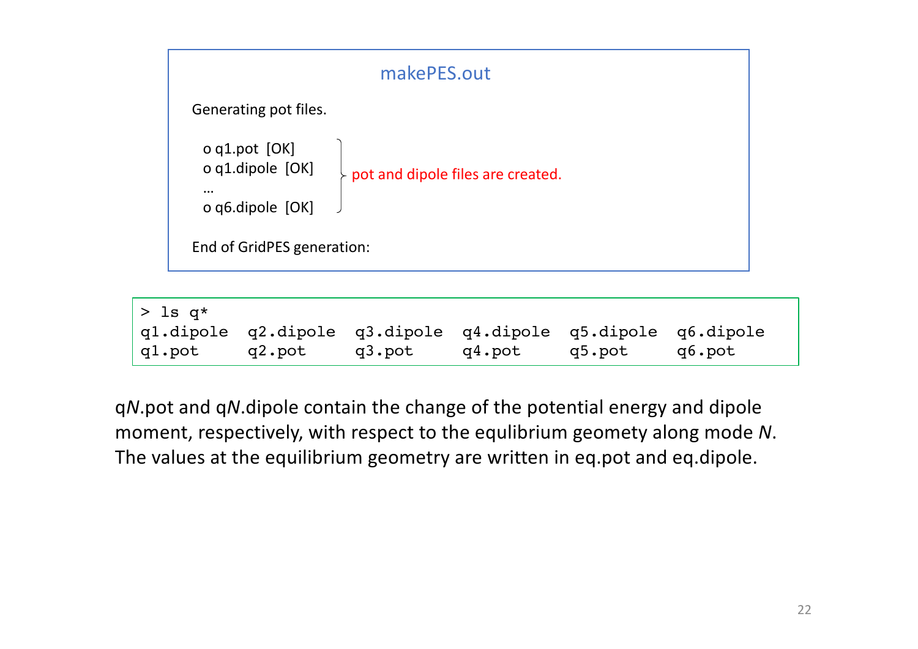### makePES.out

```
Generating pot files.

  o q1.pot  [OK]
  o q1.dipole  [OK]
  …
  o q6.dipole  [OK]

End of GridPES generation:
```

pot and dipole files are created.

```
> ls q*
q1.dipole  q2.dipole  q3.dipole  q4.dipole  q5.dipole  q6.dipole
q1.pot     q2.pot     q3.pot     q4.pot     q5.pot     q6.pot
```

q*N*.pot and q*N*.dipole contain the change of the potential energy and dipole moment, respectively, with respect to the equlibrium geomety along mode *N*. The values at the equilibrium geometry are written in eq.pot and eq.dipole.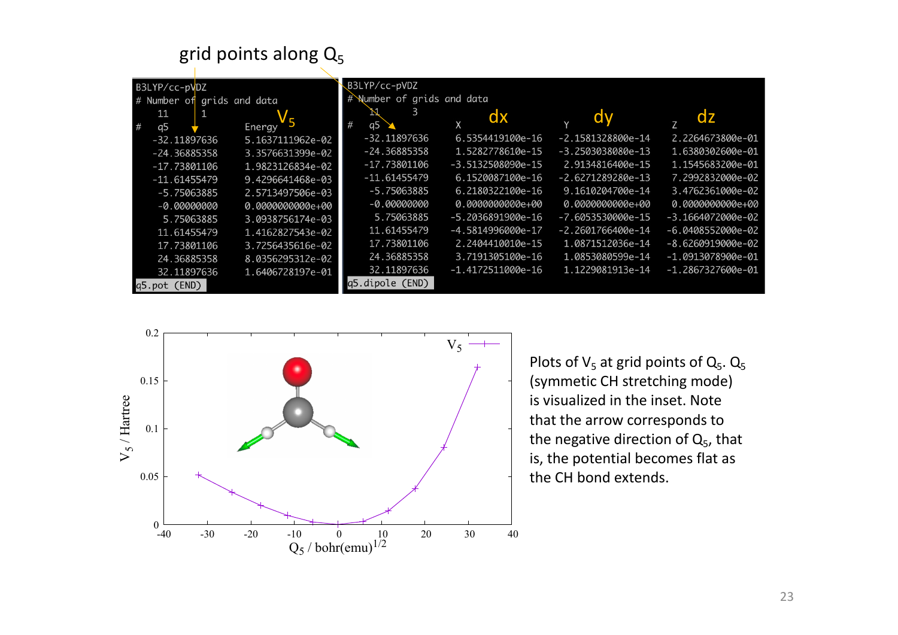grid points along $Q_5$

```
B3LYP/cc-pVDZ
# Number of grids and data
    11      1
#    q5              Energy
   -32.11897636    5.1637111962e-02
   -24.36885358    3.3576631399e-02
   -17.73801106    1.9823126834e-02
   -11.61455479    9.4296641468e-03
    -5.75063885    2.5713497506e-03
    -0.00000000    0.0000000000e+00
     5.75063885    3.0938756174e-03
    11.61455479    1.4162827543e-02
    17.73801106    3.7256435616e-02
    24.36885358    8.0356295312e-02
    32.11897636    1.6406728197e-01
q5.pot (END)
```

```
B3LYP/cc-pVDZ
# Number of grids and data
    11      3
#    q5              X                    Y                    Z
   -32.11897636    6.5354419100e-16   -2.1581328800e-14    2.2264673800e-01
   -24.36885358    1.5282778610e-15   -3.2503038080e-13    1.6380302600e-01
   -17.73801106   -3.5132508090e-15    2.9134816400e-15    1.1545683200e-01
   -11.61455479    6.1520087100e-16   -2.6271289280e-13    7.2992832000e-02
    -5.75063885    6.2180322100e-16    9.1610204700e-14    3.4762361000e-02
    -0.00000000    0.0000000000e+00    0.0000000000e+00    0.0000000000e+00
     5.75063885   -5.2036891900e-16   -7.6053530000e-15   -3.1664072000e-02
    11.61455479   -4.5814996000e-17   -2.2601766400e-14   -6.0408552000e-02
    17.73801106    2.2404410010e-15    1.0871512036e-14   -8.6260919000e-02
    24.36885358    3.7191305100e-16    1.0853080599e-14   -1.0913078900e-01
    32.11897636   -1.4172511000e-16    1.1229081913e-14   -1.2867327600e-01
q5.dipole (END)
```

Plots of $V_5$ at grid points of $Q_5$. $Q_5$ (symmetic CH stretching mode) is visualized in the inset. Note that the arrow corresponds to the negative direction of $Q_5$, that is, the potential becomes flat as the CH bond extends.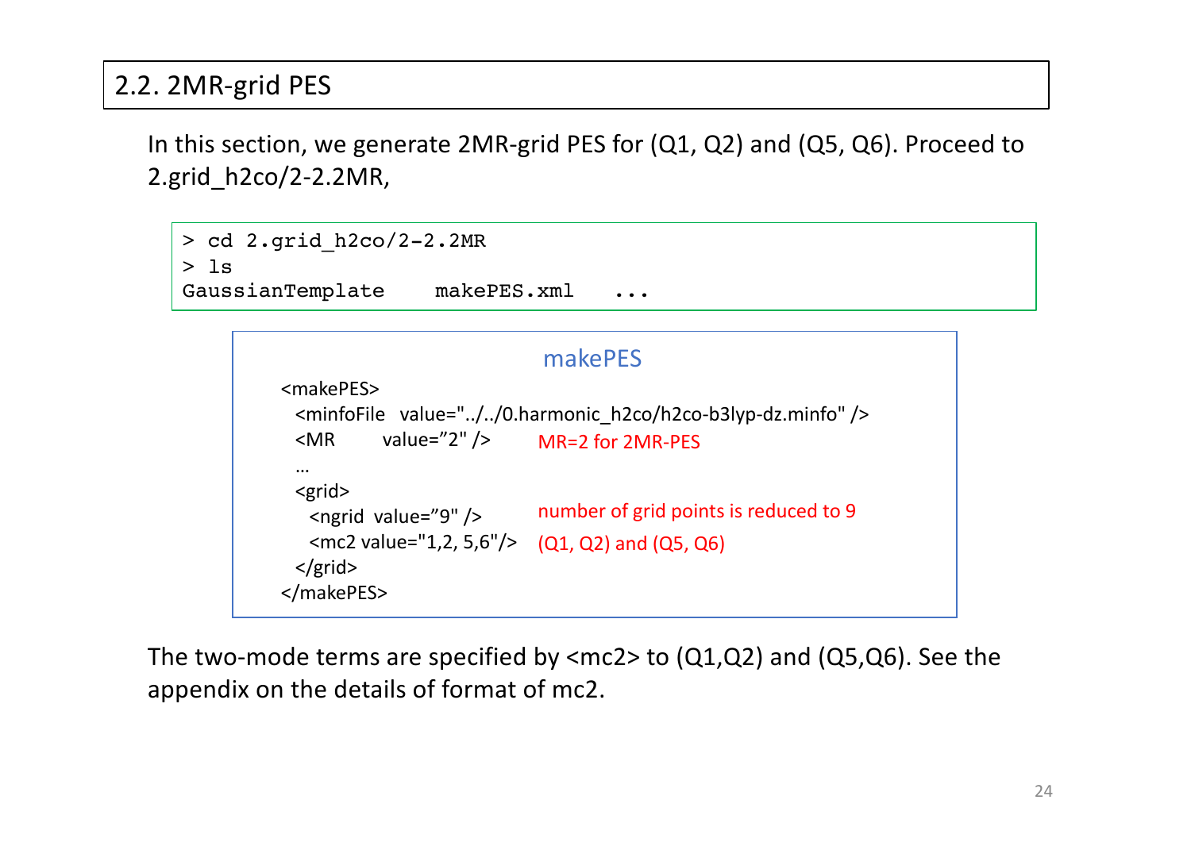## 2.2. 2MR-grid PES

In this section, we generate 2MR-grid PES for (Q1, Q2) and (Q5, Q6). Proceed to 2.grid_h2co/2-2.2MR,

```
> cd 2.grid_h2co/2-2.2MR
> ls
GaussianTemplate    makePES.xml   ...
```

**makePES**

```
<makePES>
  <minfoFile  value="../../0.harmonic_h2co/h2co-b3lyp-dz.minfo" />
  <MR       value=”2" />       MR=2 for 2MR-PES
  …
  <grid>
    <ngrid  value=”9" />       number of grid points is reduced to 9
    <mc2 value="1,2, 5,6"/>    (Q1, Q2) and (Q5, Q6)
  </grid>
</makePES>
```

The two-mode terms are specified by <mc2> to (Q1,Q2) and (Q5,Q6). See the appendix on the details of format of mc2.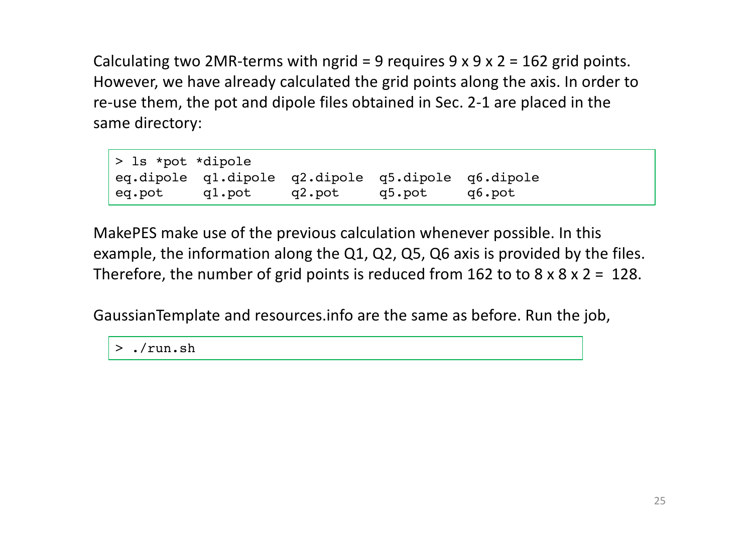Calculating two 2MR-terms with ngrid = 9 requires 9 x 9 x 2 = 162 grid points. However, we have already calculated the grid points along the axis. In order to re-use them, the pot and dipole files obtained in Sec. 2-1 are placed in the same directory:

```
> ls *pot *dipole
eq.dipole  q1.dipole  q2.dipole  q5.dipole  q6.dipole
eq.pot     q1.pot     q2.pot     q5.pot     q6.pot
```

MakePES make use of the previous calculation whenever possible. In this example, the information along the Q1, Q2, Q5, Q6 axis is provided by the files. Therefore, the number of grid points is reduced from 162 to to 8 x 8 x 2 = 128.

GaussianTemplate and resources.info are the same as before. Run the job,

```
> ./run.sh
```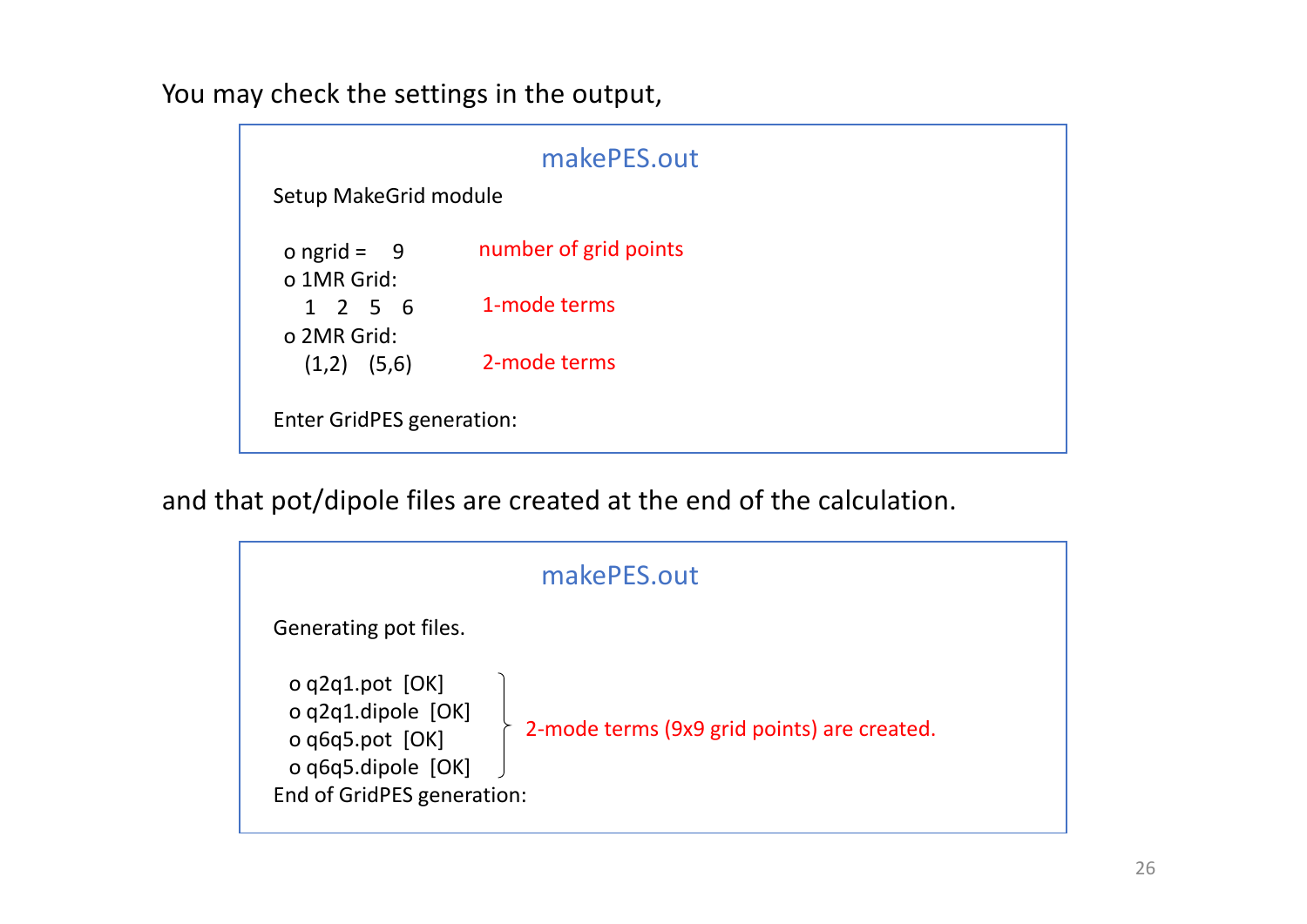You may check the settings in the output,

**makePES.out**

```
Setup MakeGrid module

 o ngrid =    9          number of grid points
 o 1MR Grid:
    1   2   5   6        1-mode terms
 o 2MR Grid:
    (1,2)   (5,6)        2-mode terms

Enter GridPES generation:
```

and that pot/dipole files are created at the end of the calculation.

**makePES.out**

```
Generating pot files.

  o q2q1.pot  [OK]
  o q2q1.dipole  [OK]
  o q6q5.pot  [OK]
  o q6q5.dipole  [OK]
End of GridPES generation:
```

2-mode terms (9x9 grid points) are created.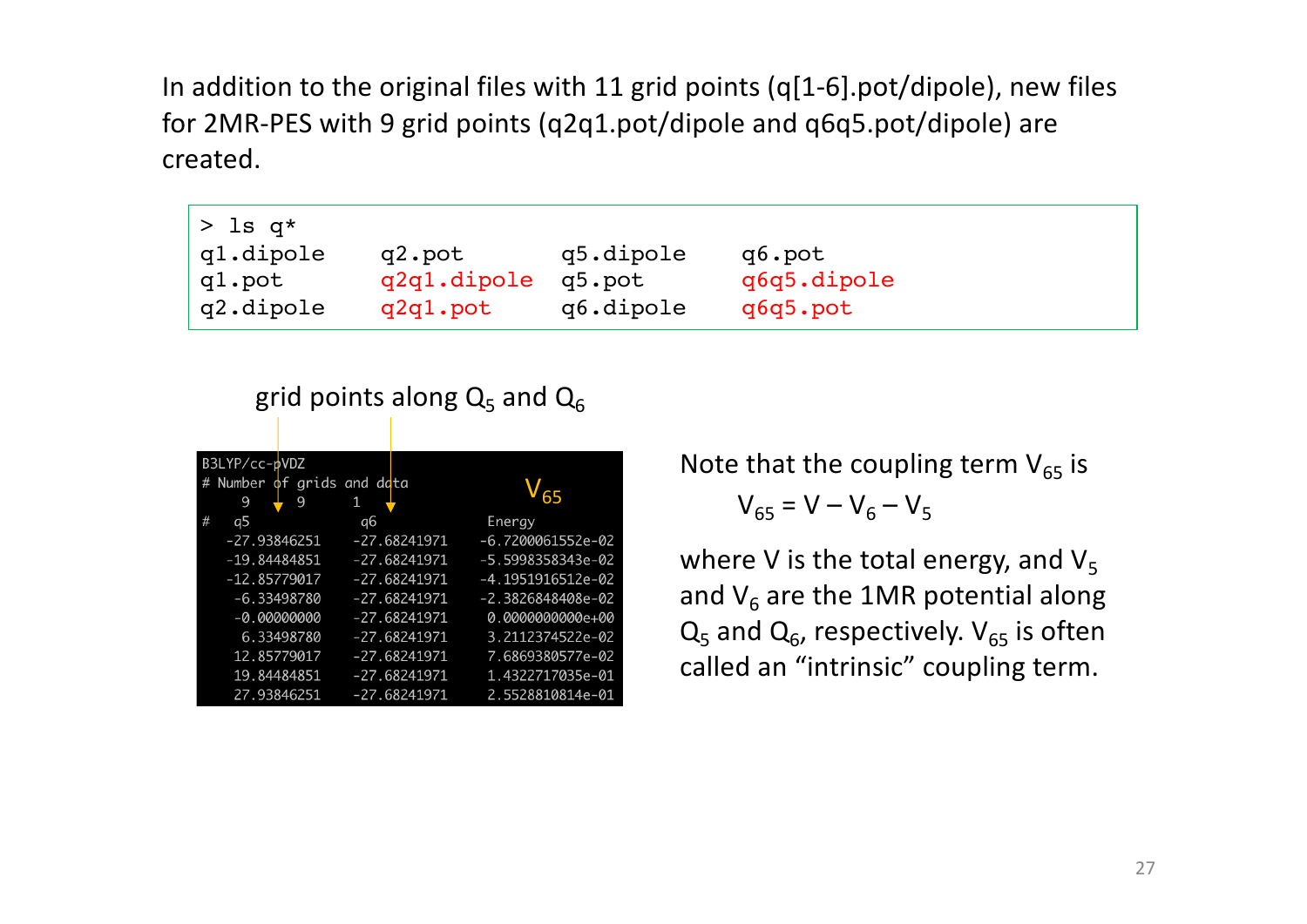In addition to the original files with 11 grid points (q[1-6].pot/dipole), new files for 2MR-PES with 9 grid points (q2q1.pot/dipole and q6q5.pot/dipole) are created.

```
> ls q*
q1.dipole     q2.pot        q5.dipole     q6.pot
q1.pot        q2q1.dipole   q5.pot        q6q5.dipole
q2.dipole     q2q1.pot      q6.dipole     q6q5.pot
```

grid points along $Q_5$ and $Q_6$

```
B3LYP/cc-pVDZ
# Number of grids and data
    9      9      1
#   q5              q6              Energy
   -27.93846251    -27.68241971    -6.7200061552e-02
   -19.84484851    -27.68241971    -5.5998358343e-02
   -12.85779017    -27.68241971    -4.1951916512e-02
    -6.33498780    -27.68241971    -2.3826848408e-02
    -0.00000000    -27.68241971     0.0000000000e+00
     6.33498780    -27.68241971     3.2112374522e-02
    12.85779017    -27.68241971     7.6869380577e-02
    19.84484851    -27.68241971     1.4322717035e-01
    27.93846251    -27.68241971     2.5528810814e-01
```

$V_{65}$

Note that the coupling term $V_{65}$ is

$$V_{65} = V - V_6 - V_5$$

where $V$ is the total energy, and $V_5$ and $V_6$ are the 1MR potential along $Q_5$ and $Q_6$, respectively. $V_{65}$ is often called an "intrinsic" coupling term.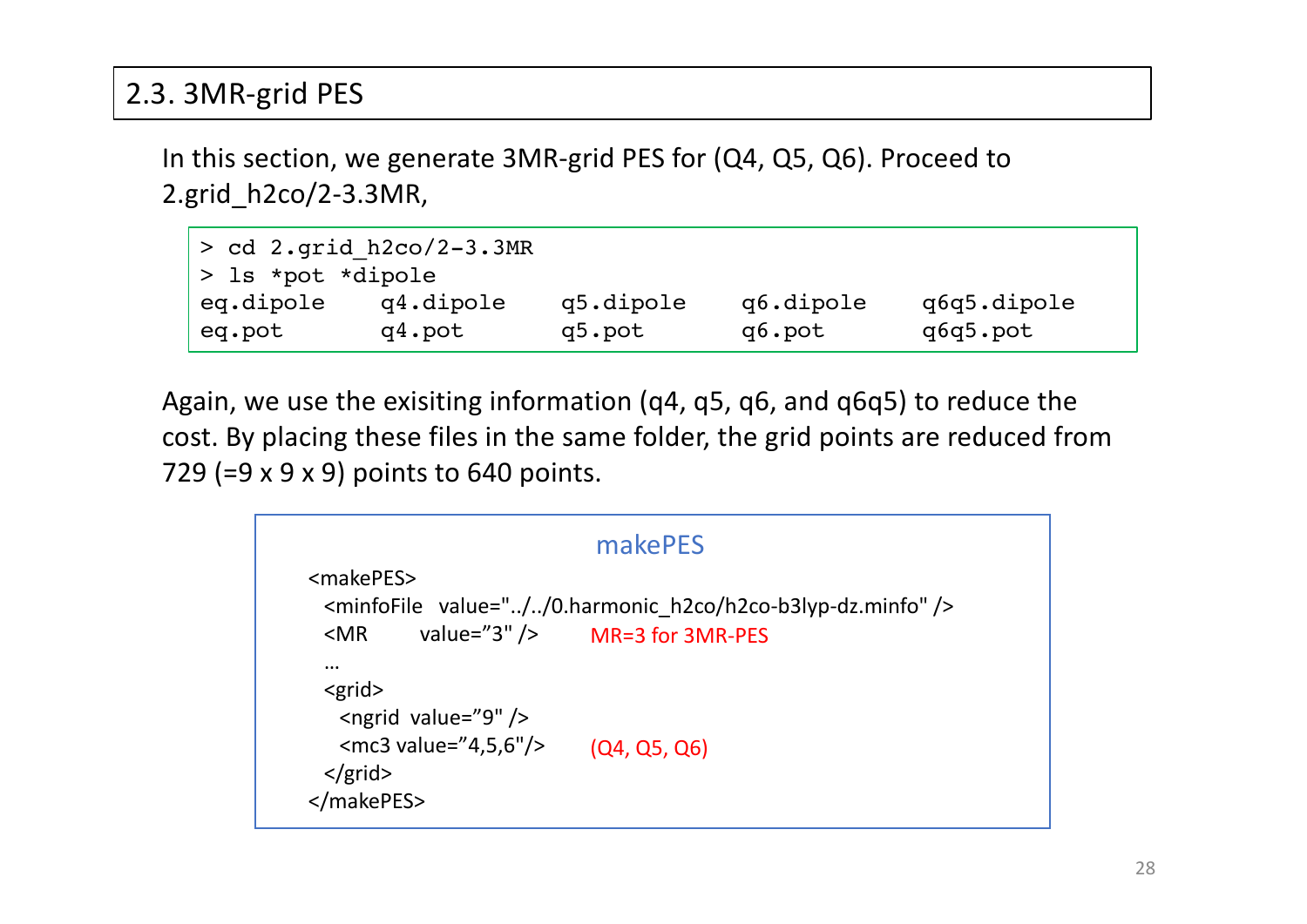## 2.3. 3MR-grid PES

In this section, we generate 3MR-grid PES for (Q4, Q5, Q6). Proceed to 2.grid_h2co/2-3.3MR,

```
> cd 2.grid_h2co/2-3.3MR
> ls *pot *dipole
eq.dipole     q4.dipole     q5.dipole     q6.dipole     q6q5.dipole
eq.pot        q4.pot        q5.pot        q6.pot        q6q5.pot
```

Again, we use the exisiting information (q4, q5, q6, and q6q5) to reduce the cost. By placing these files in the same folder, the grid points are reduced from 729 (=9 x 9 x 9) points to 640 points.

**makePES**

```
<makePES>
  <minfoFile  value="../../0.harmonic_h2co/h2co-b3lyp-dz.minfo" />
  <MR       value="3" />        MR=3 for 3MR-PES
  …
  <grid>
    <ngrid  value="9" />
    <mc3 value="4,5,6"/>        (Q4, Q5, Q6)
  </grid>
</makePES>
```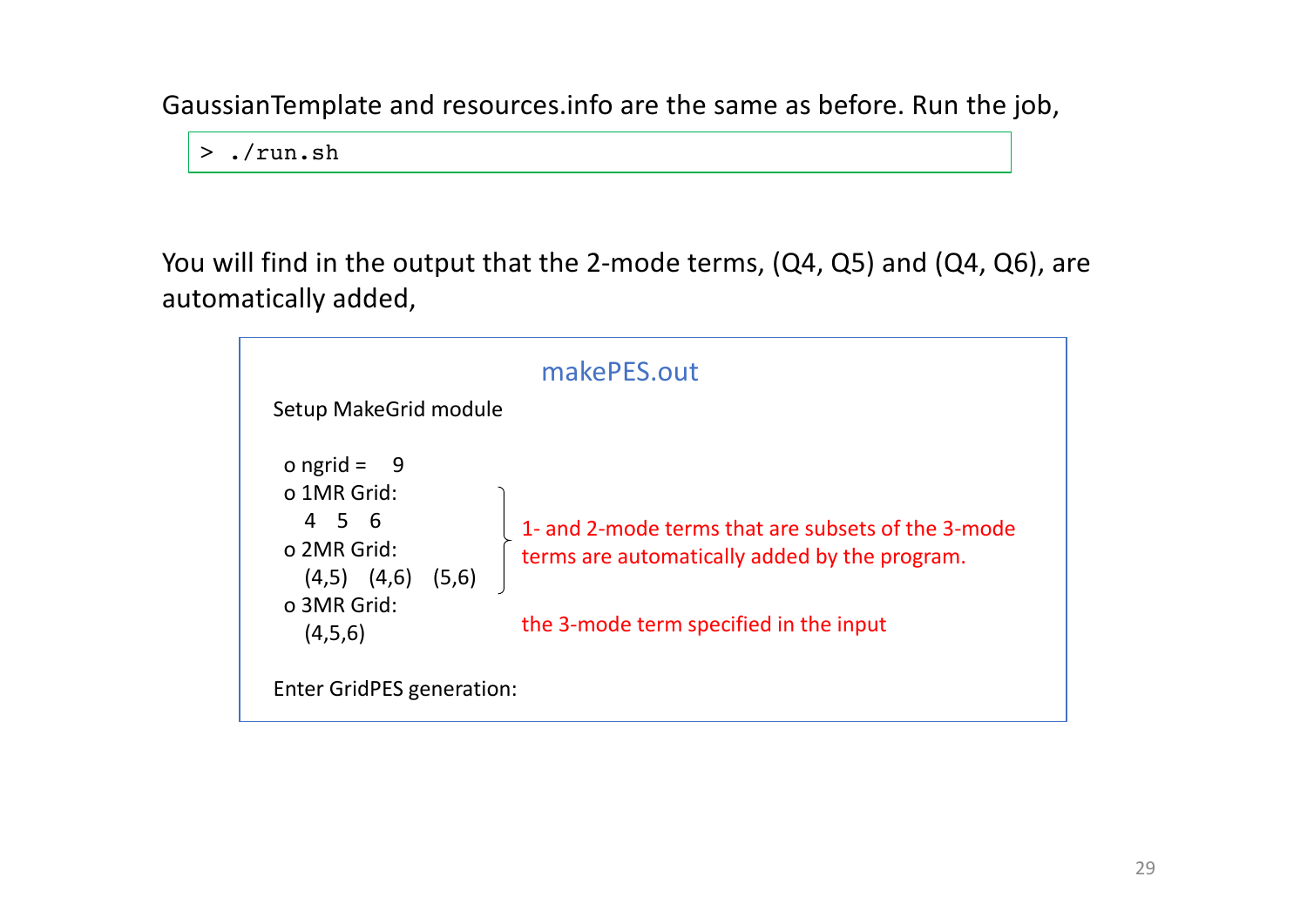GaussianTemplate and resources.info are the same as before. Run the job,

```
> ./run.sh
```

You will find in the output that the 2-mode terms, (Q4, Q5) and (Q4, Q6), are automatically added,

**makePES.out**

```
Setup MakeGrid module

 o ngrid =    9
 o 1MR Grid:
    4   5   6
 o 2MR Grid:
    (4,5)   (4,6)   (5,6)
 o 3MR Grid:
    (4,5,6)

Enter GridPES generation:
```

1- and 2-mode terms that are subsets of the 3-mode terms are automatically added by the program.

the 3-mode term specified in the input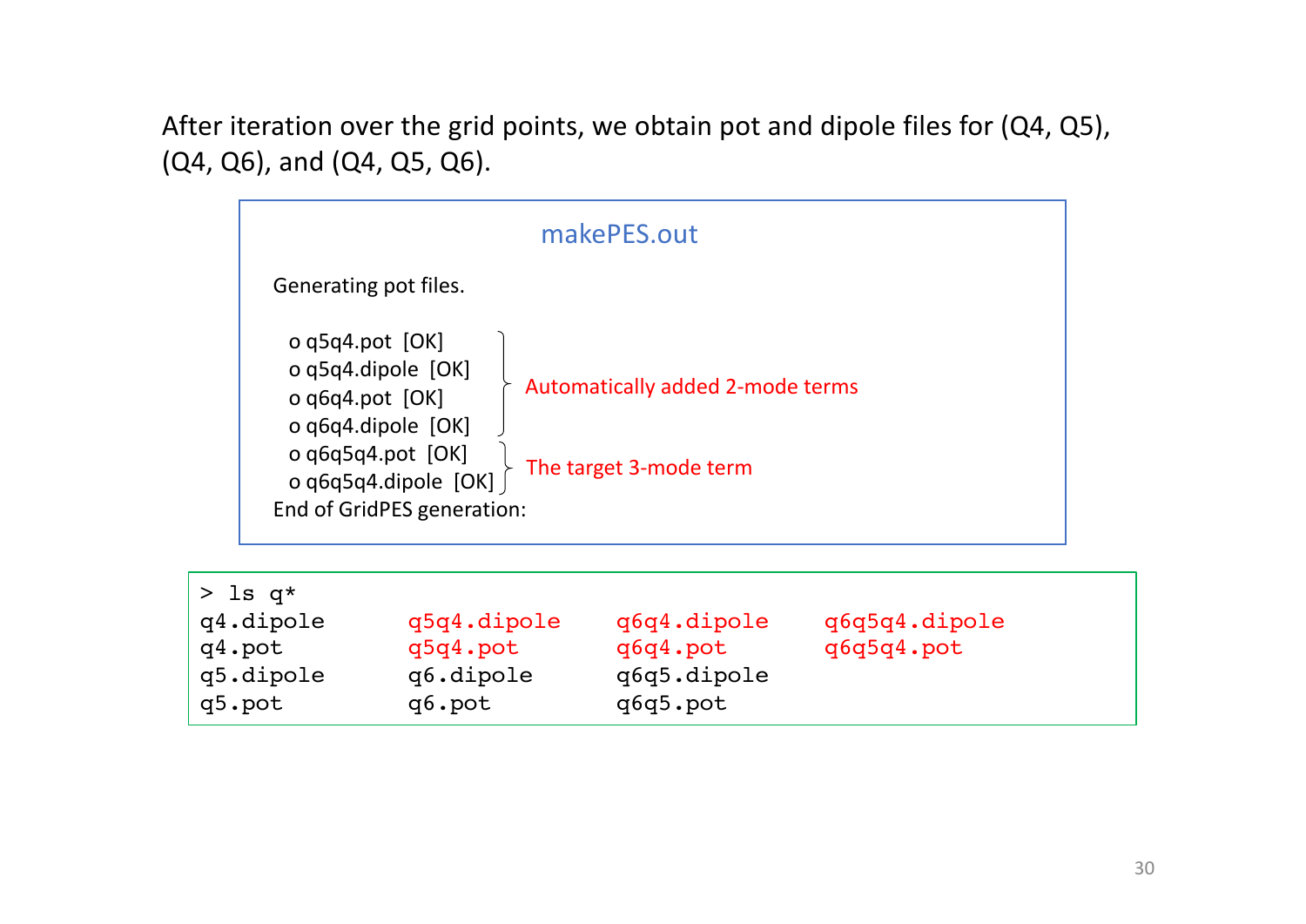After iteration over the grid points, we obtain pot and dipole files for (Q4, Q5), (Q4, Q6), and (Q4, Q5, Q6).

**makePES.out**

```
Generating pot files.

  o q5q4.pot  [OK]
  o q5q4.dipole  [OK]
  o q6q4.pot  [OK]
  o q6q4.dipole  [OK]
  o q6q5q4.pot  [OK]
  o q6q5q4.dipole  [OK]
End of GridPES generation:
```

- q5q4.pot, q5q4.dipole, q6q4.pot, q6q4.dipole: Automatically added 2-mode terms
- q6q5q4.pot, q6q5q4.dipole: The target 3-mode term

```
> ls q*
q4.dipole      q5q4.dipole    q6q4.dipole    q6q5q4.dipole
q4.pot         q5q4.pot       q6q4.pot       q6q5q4.pot
q5.dipole      q6.dipole      q6q5.dipole
q5.pot         q6.pot         q6q5.pot
```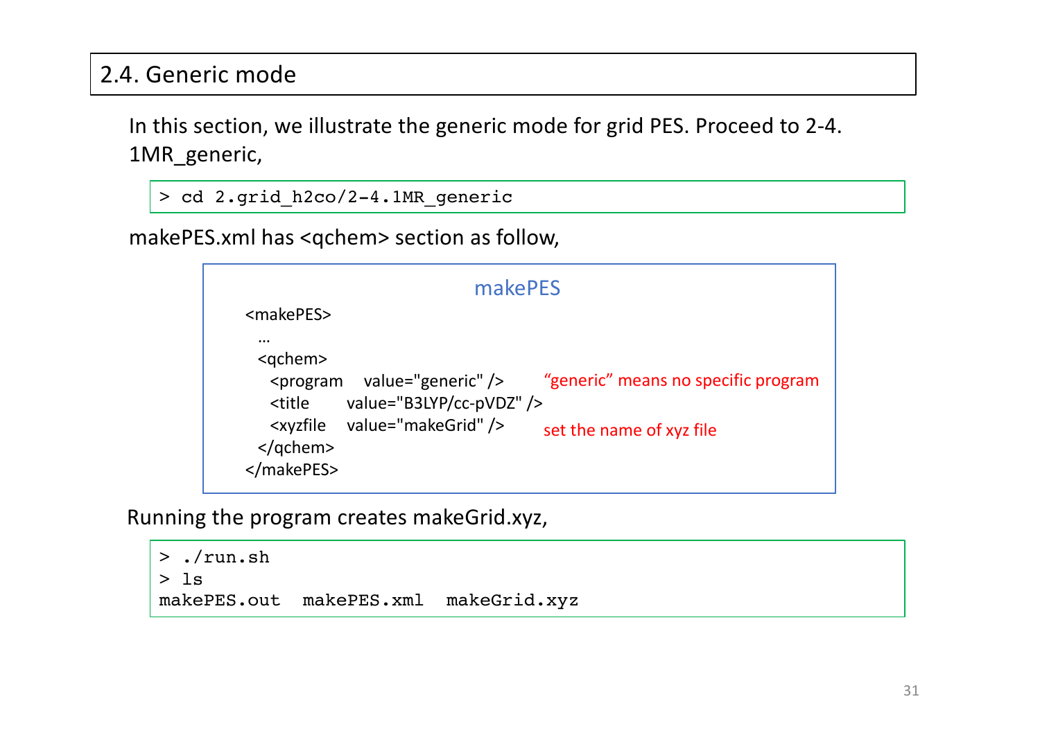## 2.4. Generic mode

In this section, we illustrate the generic mode for grid PES. Proceed to 2-4. 1MR_generic,

```
> cd 2.grid_h2co/2-4.1MR_generic
```

makePES.xml has <qchem> section as follow,

**makePES**

```
<makePES>
  …
  <qchem>
    <program   value="generic" />        “generic” means no specific program
    <title     value="B3LYP/cc-pVDZ" />
    <xyzfile   value="makeGrid" />       set the name of xyz file
  </qchem>
</makePES>
```

Running the program creates makeGrid.xyz,

```
> ./run.sh
> ls
makePES.out  makePES.xml  makeGrid.xyz
```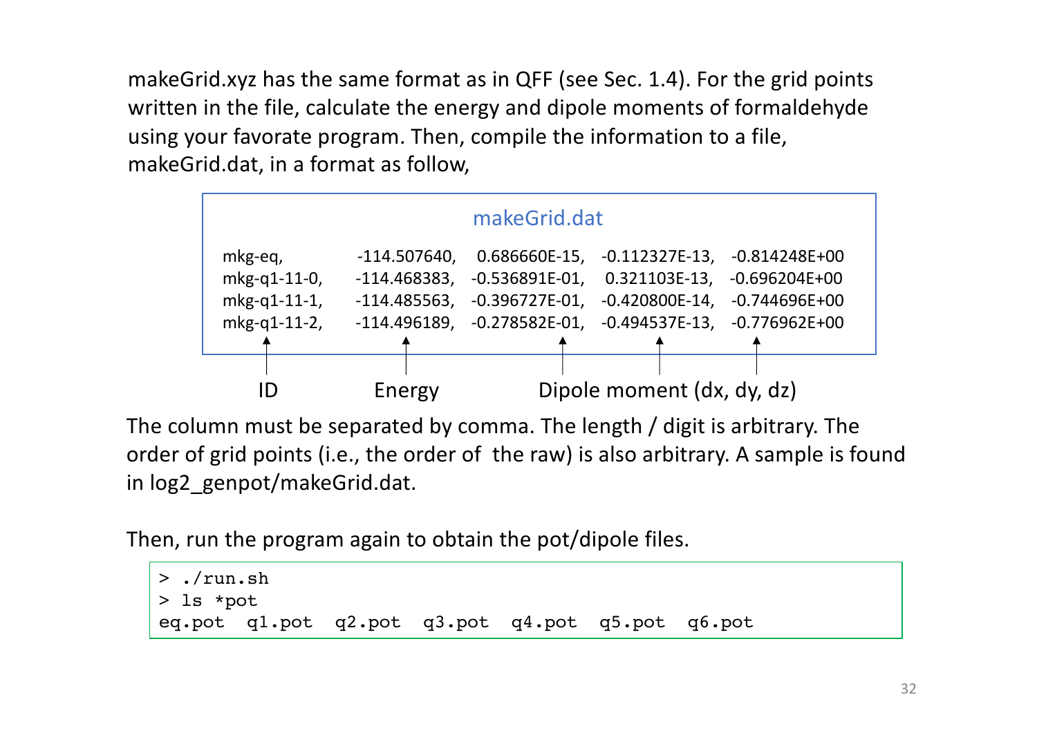makeGrid.xyz has the same format as in QFF (see Sec. 1.4). For the grid points written in the file, calculate the energy and dipole moments of formaldehyde using your favorate program. Then, compile the information to a file, makeGrid.dat, in a format as follow,

**makeGrid.dat**

```
mkg-eq,        -114.507640,   0.686660E-15,  -0.112327E-13,  -0.814248E+00
mkg-q1-11-0,   -114.468383,  -0.536891E-01,   0.321103E-13,  -0.696204E+00
mkg-q1-11-1,   -114.485563,  -0.396727E-01,  -0.420800E-14,  -0.744696E+00
mkg-q1-11-2,   -114.496189,  -0.278582E-01,  -0.494537E-13,  -0.776962E+00
```

ID — Energy — Dipole moment (dx, dy, dz)

The column must be separated by comma. The length / digit is arbitrary. The order of grid points (i.e., the order of the raw) is also arbitrary. A sample is found in log2_genpot/makeGrid.dat.

Then, run the program again to obtain the pot/dipole files.

```
> ./run.sh
> ls *pot
eq.pot  q1.pot  q2.pot  q3.pot  q4.pot  q5.pot  q6.pot
```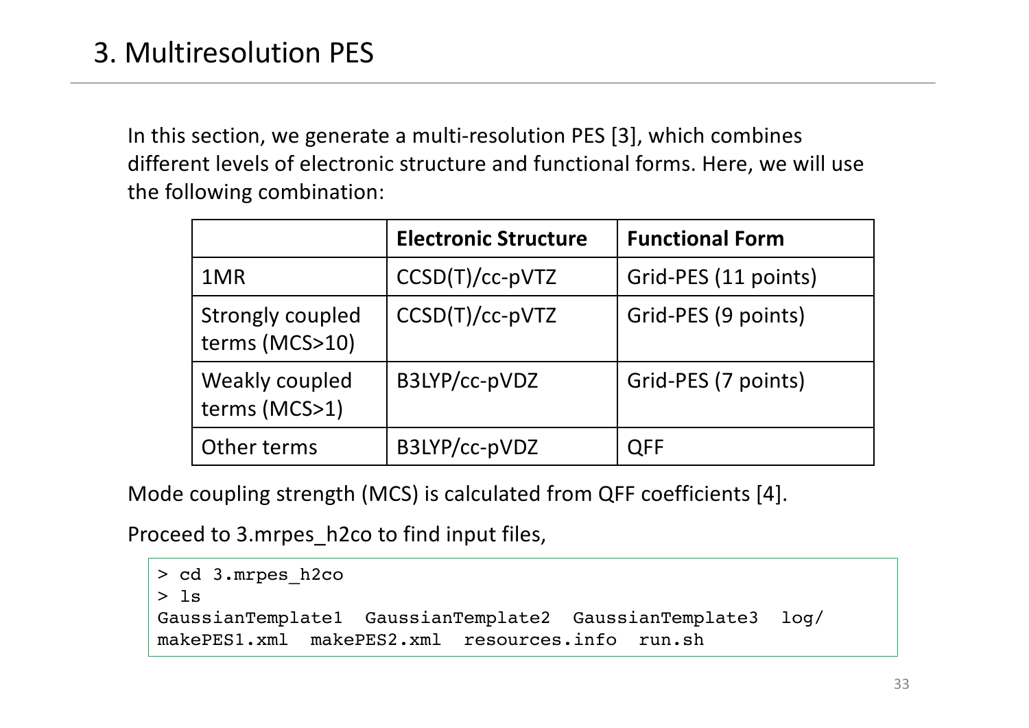# 3. Multiresolution PES

In this section, we generate a multi-resolution PES [3], which combines different levels of electronic structure and functional forms. Here, we will use the following combination:

| | **Electronic Structure** | **Functional Form** |
|---|---|---|
| 1MR | CCSD(T)/cc-pVTZ | Grid-PES (11 points) |
| Strongly coupled terms (MCS>10) | CCSD(T)/cc-pVTZ | Grid-PES (9 points) |
| Weakly coupled terms (MCS>1) | B3LYP/cc-pVDZ | Grid-PES (7 points) |
| Other terms | B3LYP/cc-pVDZ | QFF |

Mode coupling strength (MCS) is calculated from QFF coefficients [4].

Proceed to 3.mrpes_h2co to find input files,

```
> cd 3.mrpes_h2co
> ls
GaussianTemplate1  GaussianTemplate2  GaussianTemplate3  log/
makePES1.xml  makePES2.xml  resources.info  run.sh
```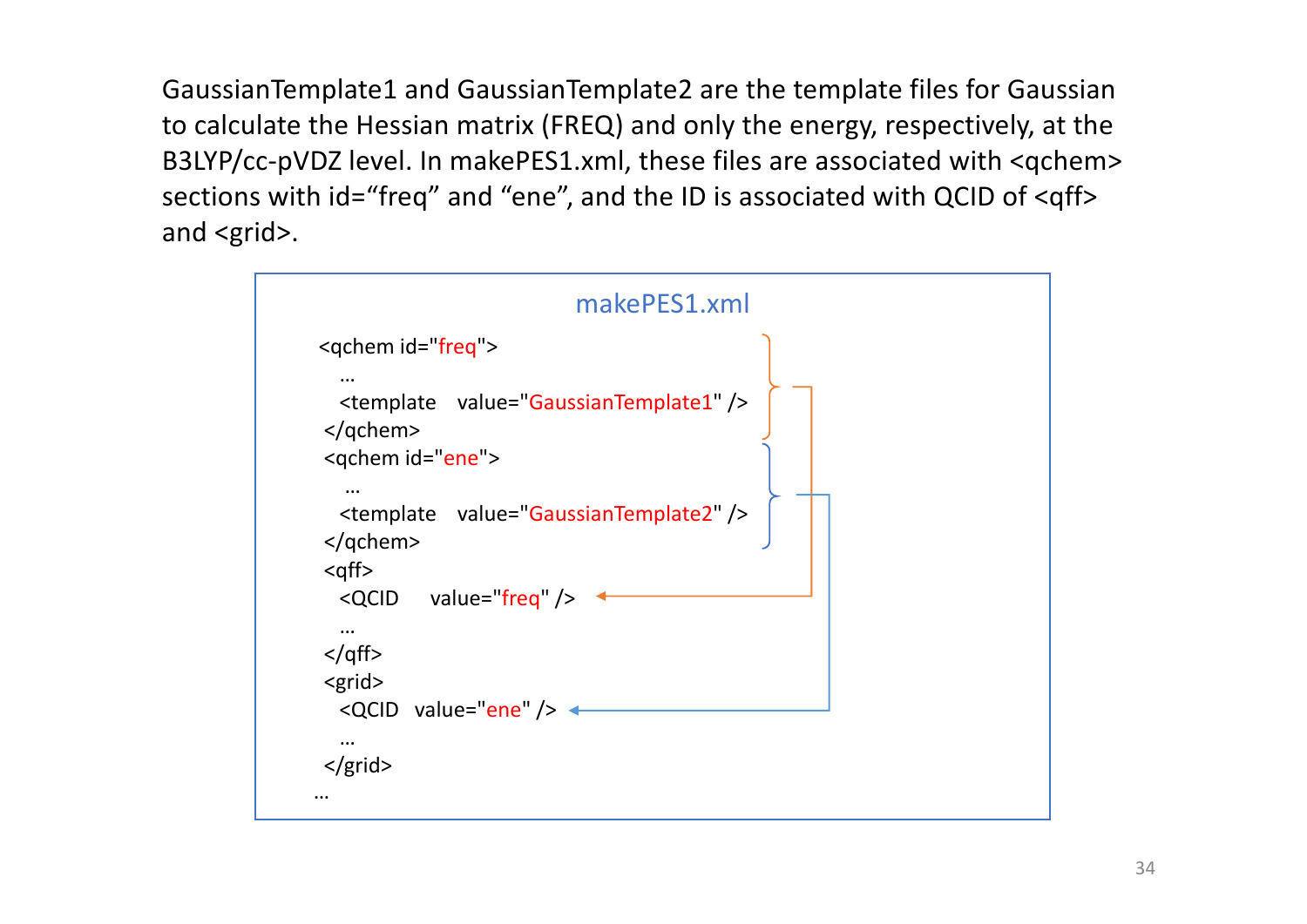GaussianTemplate1 and GaussianTemplate2 are the template files for Gaussian to calculate the Hessian matrix (FREQ) and only the energy, respectively, at the B3LYP/cc-pVDZ level. In makePES1.xml, these files are associated with <qchem> sections with id="freq" and "ene", and the ID is associated with QCID of <qff> and <grid>.

makePES1.xml

```
<qchem id="freq">
  …
  <template   value="GaussianTemplate1" />
</qchem>
<qchem id="ene">
  …
  <template   value="GaussianTemplate2" />
</qchem>
<qff>
  <QCID     value="freq" />
  …
</qff>
<grid>
  <QCID   value="ene" />
  …
</grid>
…
```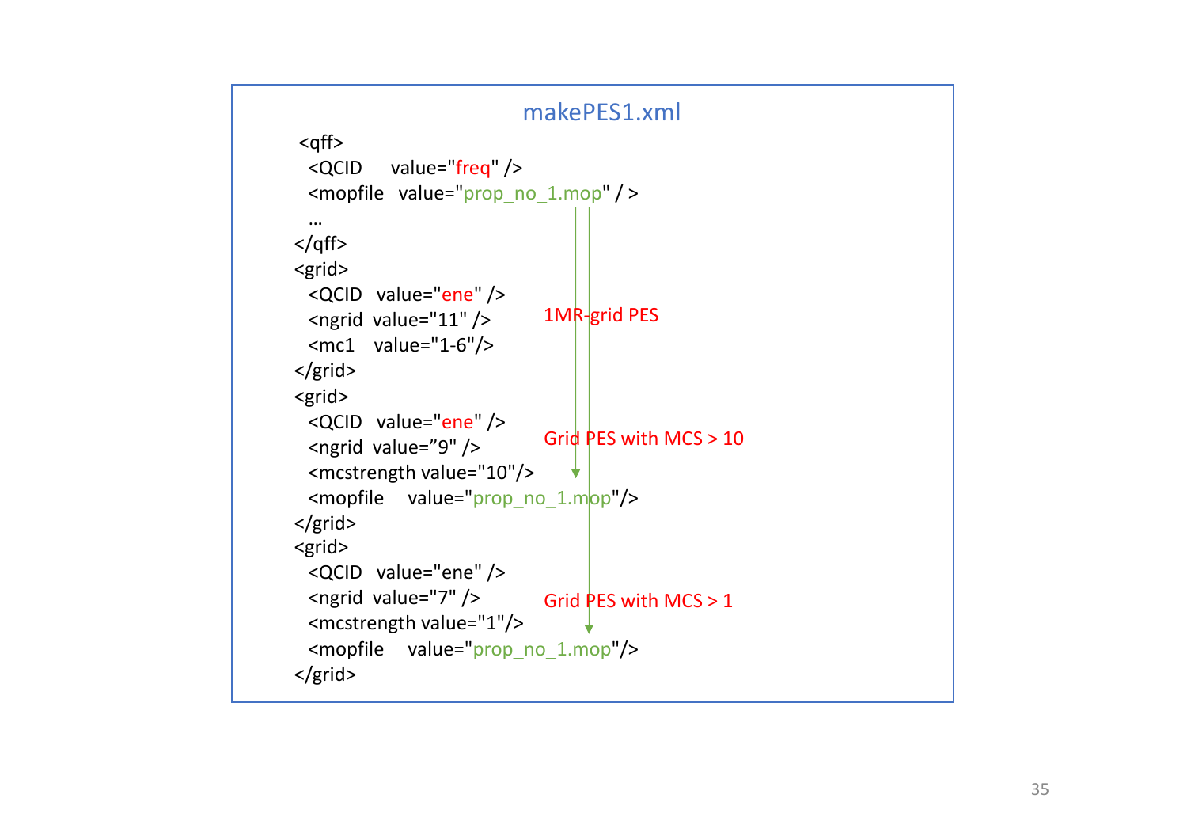## makePES1.xml

```
<qff>
  <QCID     value="freq" />
  <mopfile  value="prop_no_1.mop" / >
  …
</qff>
<grid>
  <QCID   value="ene" />
  <ngrid  value="11" />          1MR-grid PES
  <mc1    value="1-6"/>
</grid>
<grid>
  <QCID   value="ene" />
  <ngrid  value="9" />           Grid PES with MCS > 10
  <mcstrength value="10"/>
  <mopfile    value="prop_no_1.mop"/>
</grid>
<grid>
  <QCID   value="ene" />
  <ngrid  value="7" />           Grid PES with MCS > 1
  <mcstrength value="1"/>
  <mopfile    value="prop_no_1.mop"/>
</grid>
```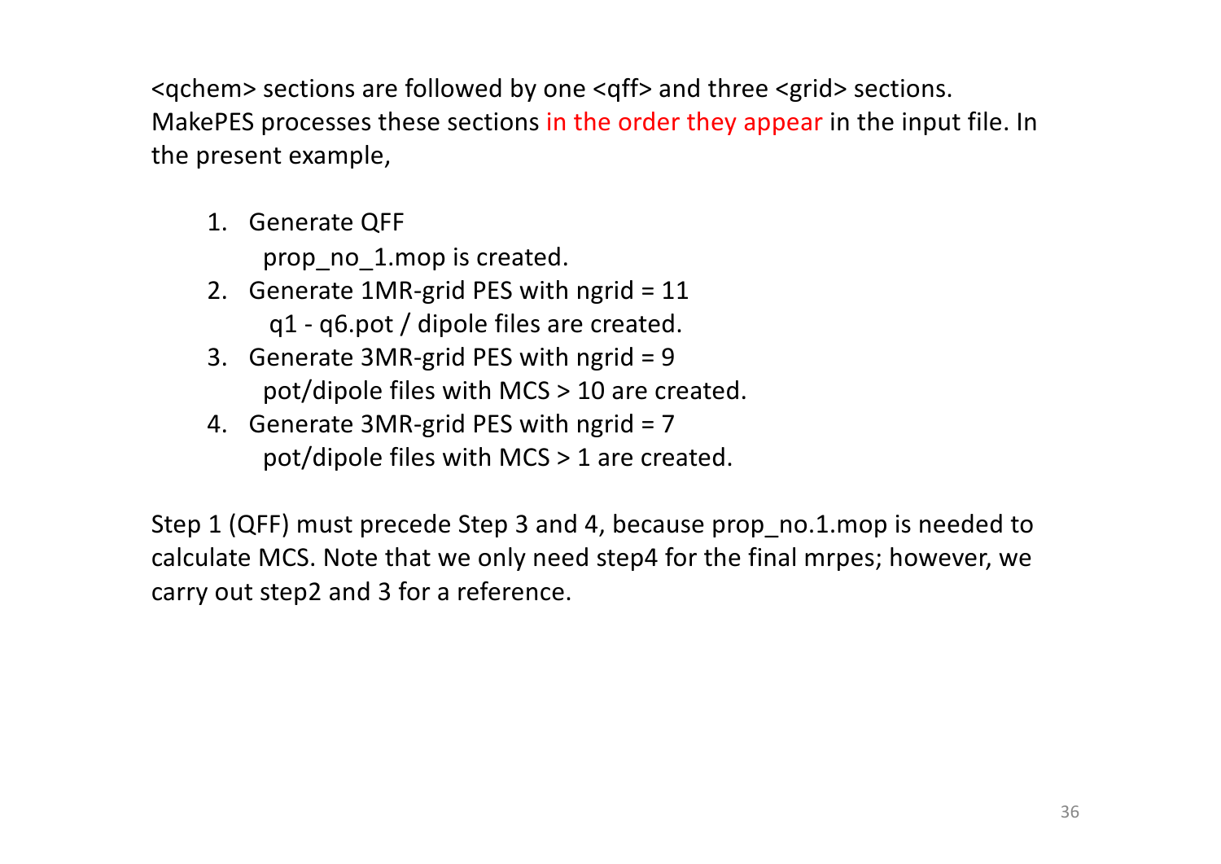<qchem> sections are followed by one <qff> and three <grid> sections. MakePES processes these sections in the order they appear in the input file. In the present example,

1. Generate QFF
   prop_no_1.mop is created.
2. Generate 1MR-grid PES with ngrid = 11
   q1 - q6.pot / dipole files are created.
3. Generate 3MR-grid PES with ngrid = 9
   pot/dipole files with MCS > 10 are created.
4. Generate 3MR-grid PES with ngrid = 7
   pot/dipole files with MCS > 1 are created.

Step 1 (QFF) must precede Step 3 and 4, because prop_no.1.mop is needed to calculate MCS. Note that we only need step4 for the final mrpes; however, we carry out step2 and 3 for a reference.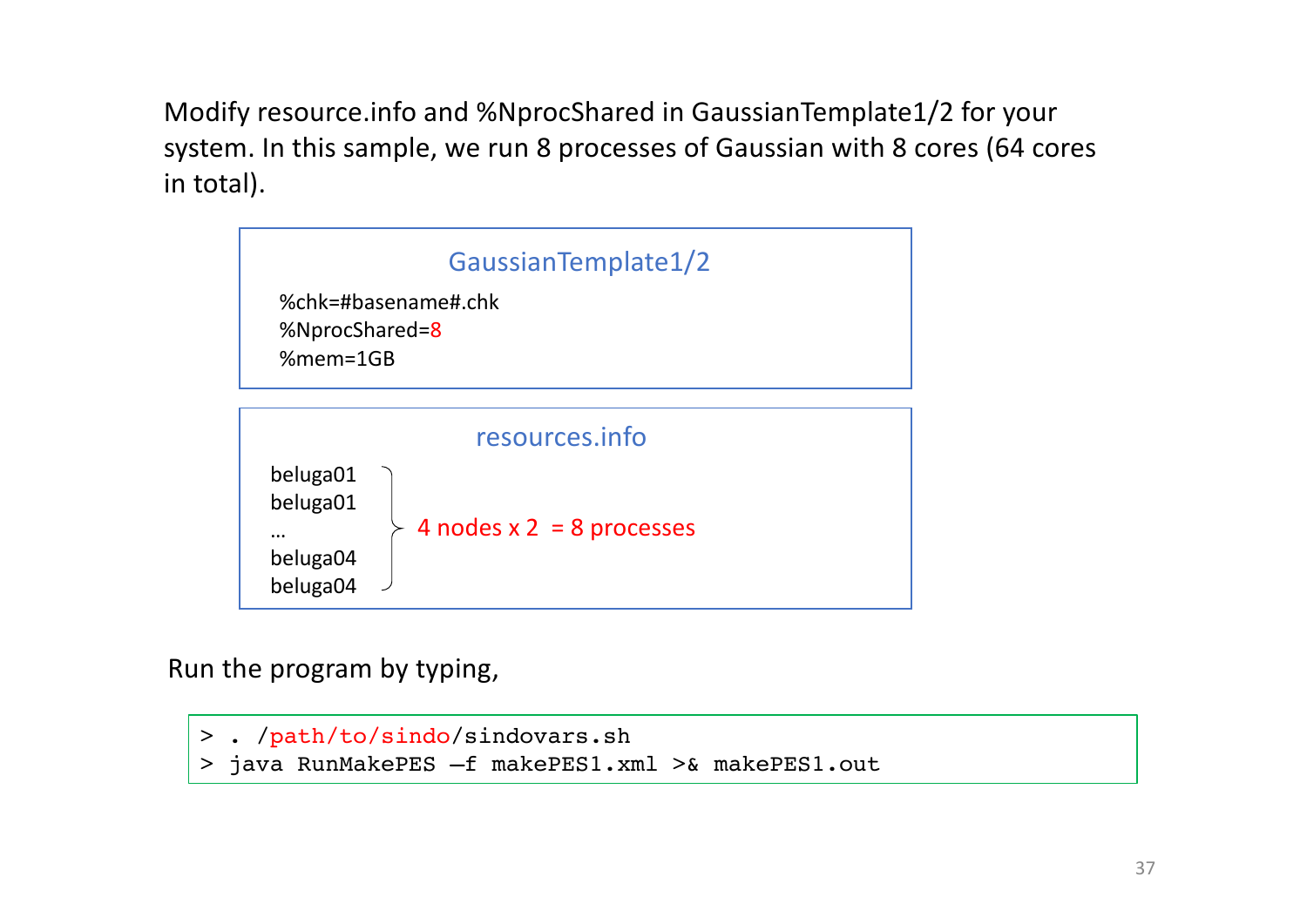Modify resource.info and %NprocShared in GaussianTemplate1/2 for your system. In this sample, we run 8 processes of Gaussian with 8 cores (64 cores in total).

**GaussianTemplate1/2**

```
%chk=#basename#.chk
%NprocShared=8
%mem=1GB
```

**resources.info**

```
beluga01
beluga01
…
beluga04
beluga04
```

4 nodes x 2 = 8 processes

Run the program by typing,

```
> . /path/to/sindo/sindovars.sh
> java RunMakePES –f makePES1.xml >& makePES1.out
```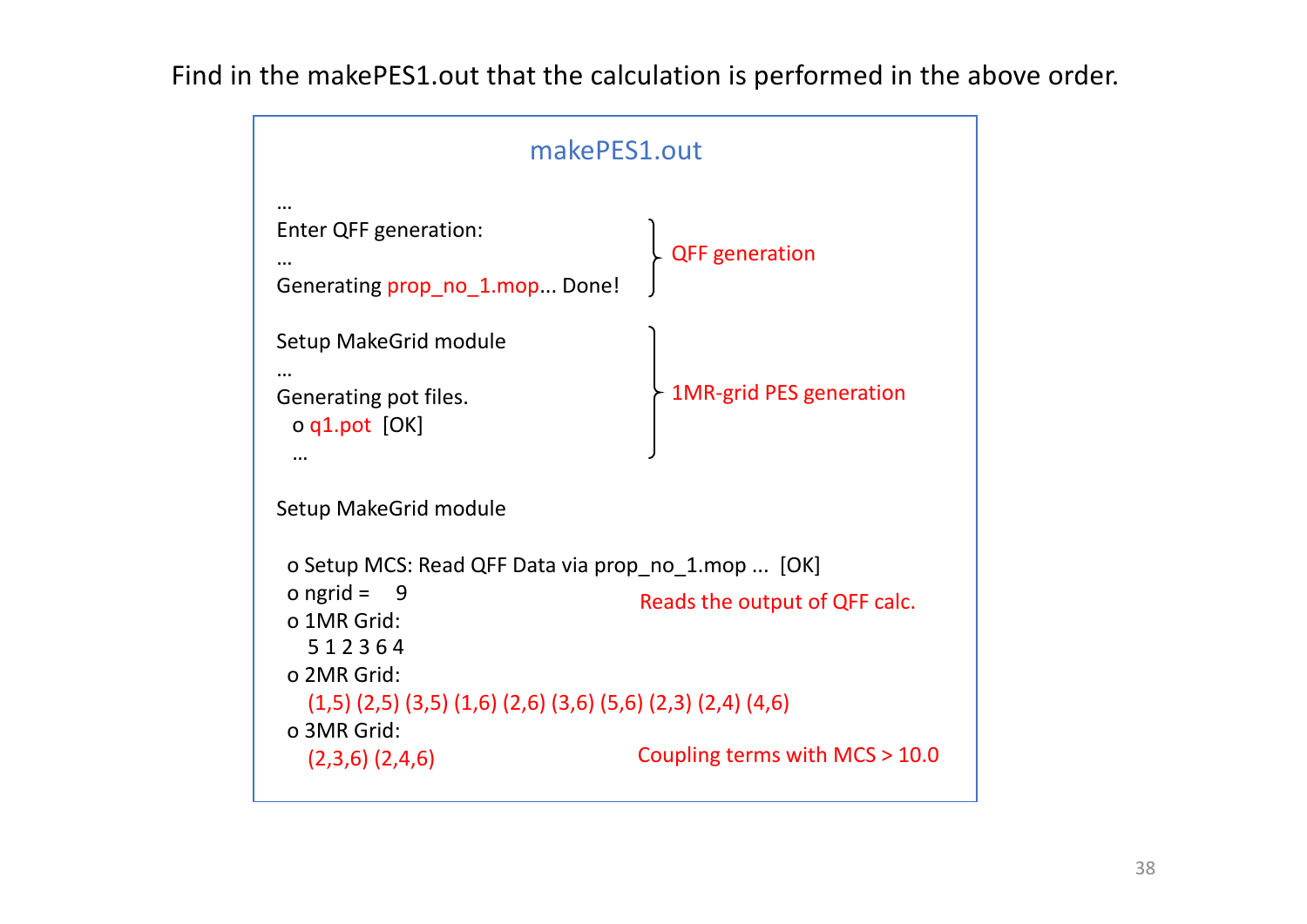Find in the makePES1.out that the calculation is performed in the above order.

**makePES1.out**

```
…
Enter QFF generation:
…
Generating prop_no_1.mop... Done!

Setup MakeGrid module
…
Generating pot files.
  o q1.pot  [OK]
  …

Setup MakeGrid module

 o Setup MCS: Read QFF Data via prop_no_1.mop ...  [OK]
 o ngrid =    9
 o 1MR Grid:
    5 1 2 3 6 4
 o 2MR Grid:
    (1,5) (2,5) (3,5) (1,6) (2,6) (3,6) (5,6) (2,3) (2,4) (4,6)
 o 3MR Grid:
    (2,3,6) (2,4,6)
```

- "Enter QFF generation: … Generating prop_no_1.mop... Done!" → QFF generation
- "Setup MakeGrid module … Generating pot files. o q1.pot [OK] …" → 1MR-grid PES generation
- "o Setup MCS: Read QFF Data via prop_no_1.mop ... [OK]" → Reads the output of QFF calc.
- 2MR Grid / 3MR Grid entries → Coupling terms with MCS > 10.0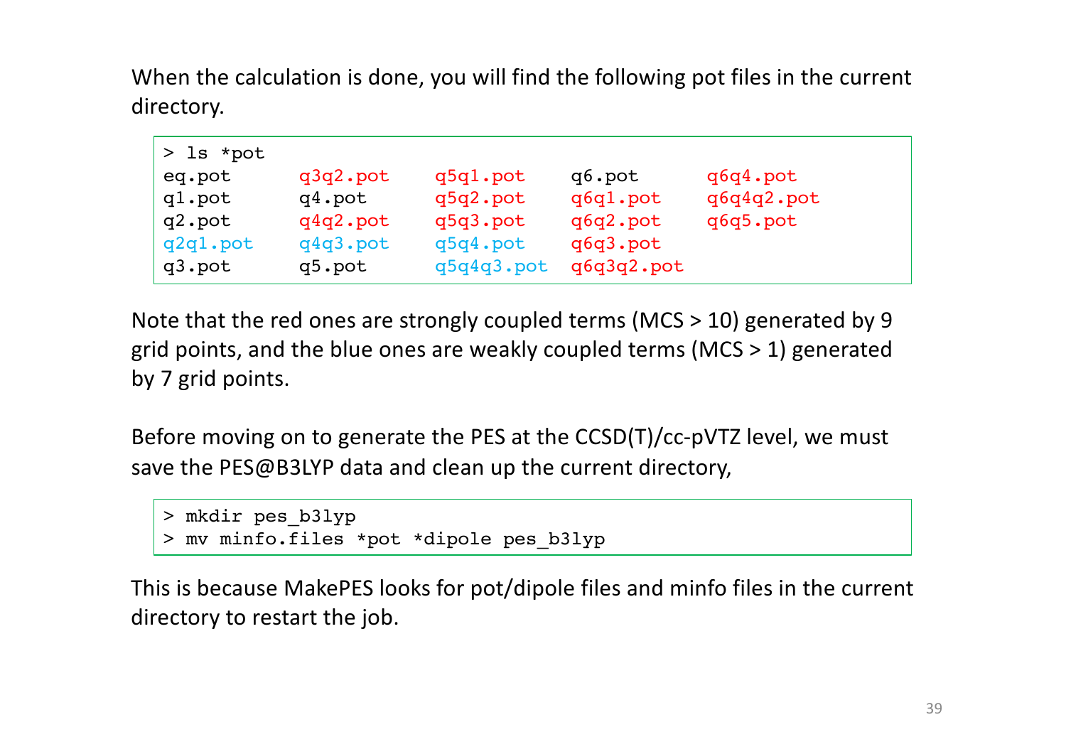When the calculation is done, you will find the following pot files in the current directory.

```
> ls *pot
eq.pot      q3q2.pot    q5q1.pot    q6.pot      q6q4.pot
q1.pot      q4.pot      q5q2.pot    q6q1.pot    q6q4q2.pot
q2.pot      q4q2.pot    q5q3.pot    q6q2.pot    q6q5.pot
q2q1.pot    q4q3.pot    q5q4.pot    q6q3.pot
q3.pot      q5.pot      q5q4q3.pot  q6q3q2.pot
```

Note that the red ones are strongly coupled terms (MCS > 10) generated by 9 grid points, and the blue ones are weakly coupled terms (MCS > 1) generated by 7 grid points.

Before moving on to generate the PES at the CCSD(T)/cc-pVTZ level, we must save the PES@B3LYP data and clean up the current directory,

```
> mkdir pes_b3lyp
> mv minfo.files *pot *dipole pes_b3lyp
```

This is because MakePES looks for pot/dipole files and minfo files in the current directory to restart the job.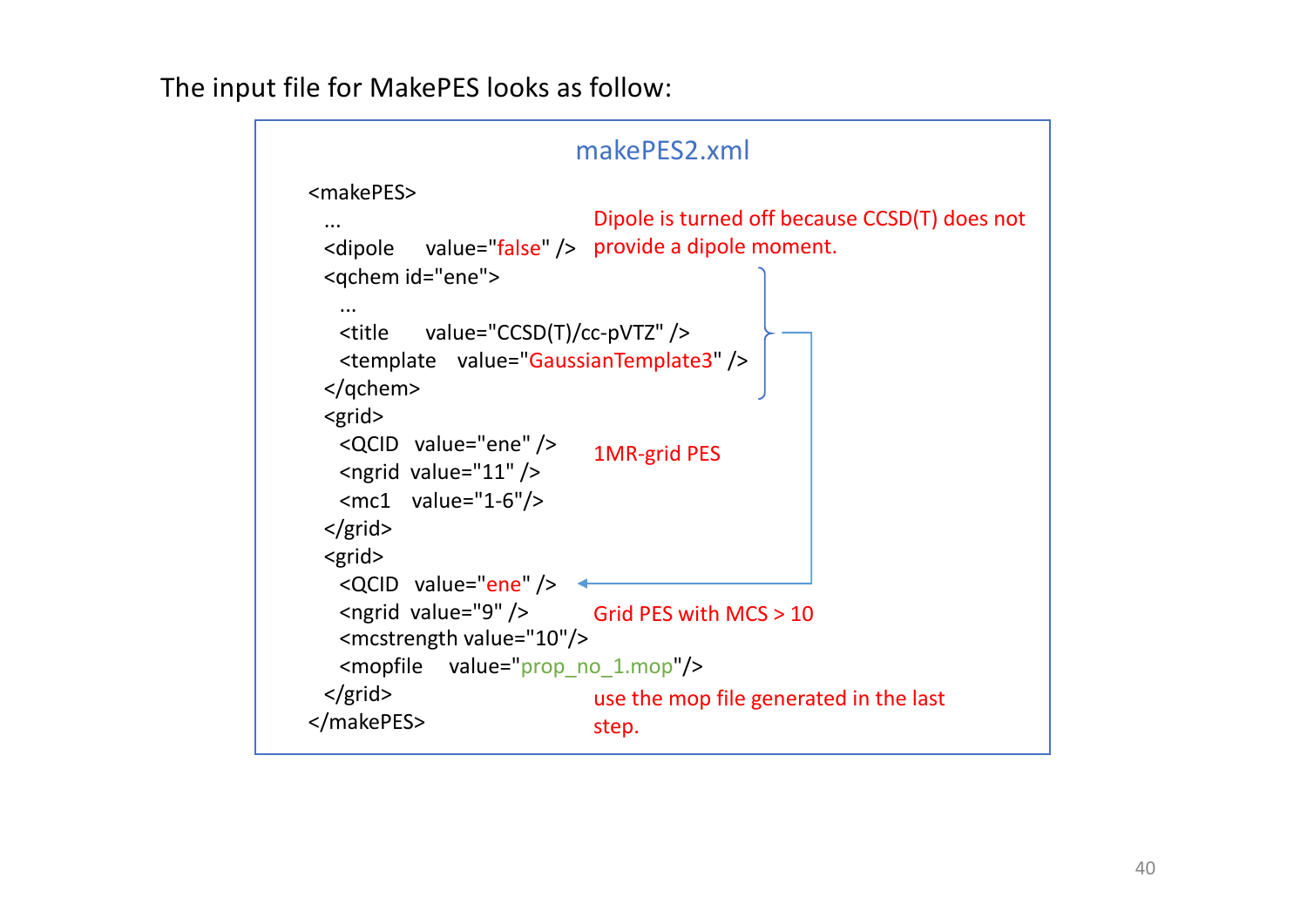The input file for MakePES looks as follow:

**makePES2.xml**

```
<makePES>
  ...
  <dipole     value="false" />
  <qchem id="ene">
    ...
    <title      value="CCSD(T)/cc-pVTZ" />
    <template   value="GaussianTemplate3" />
  </qchem>
  <grid>
    <QCID   value="ene" />
    <ngrid  value="11" />
    <mc1    value="1-6"/>
  </grid>
  <grid>
    <QCID   value="ene" />
    <ngrid  value="9" />
    <mcstrength value="10"/>
    <mopfile    value="prop_no_1.mop"/>
  </grid>
</makePES>
```

- Dipole is turned off because CCSD(T) does not provide a dipole moment.
- 1MR-grid PES
- Grid PES with MCS > 10
- use the mop file generated in the last step.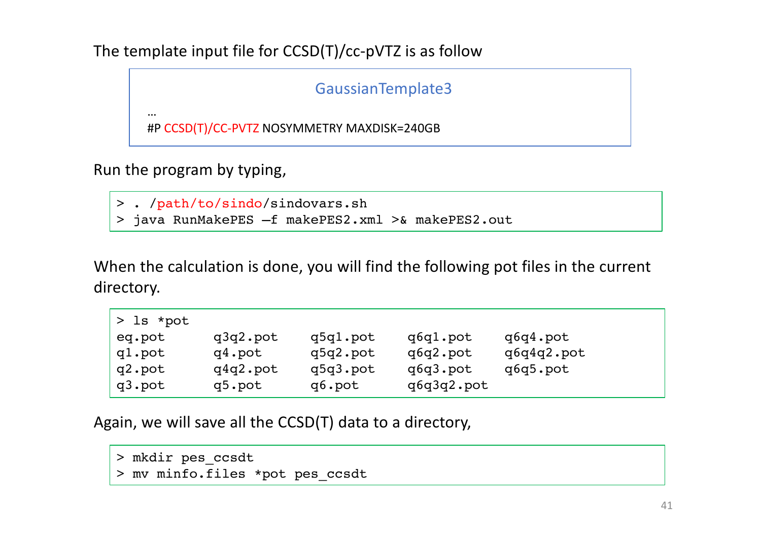The template input file for CCSD(T)/cc-pVTZ is as follow

```
GaussianTemplate3

…
#P CCSD(T)/CC-PVTZ NOSYMMETRY MAXDISK=240GB
```

Run the program by typing,

```
> . /path/to/sindo/sindovars.sh
> java RunMakePES –f makePES2.xml >& makePES2.out
```

When the calculation is done, you will find the following pot files in the current directory.

```
> ls *pot
eq.pot      q3q2.pot    q5q1.pot    q6q1.pot    q6q4.pot
q1.pot      q4.pot      q5q2.pot    q6q2.pot    q6q4q2.pot
q2.pot      q4q2.pot    q5q3.pot    q6q3.pot    q6q5.pot
q3.pot      q5.pot      q6.pot      q6q3q2.pot
```

Again, we will save all the CCSD(T) data to a directory,

```
> mkdir pes_ccsdt
> mv minfo.files *pot pes_ccsdt
```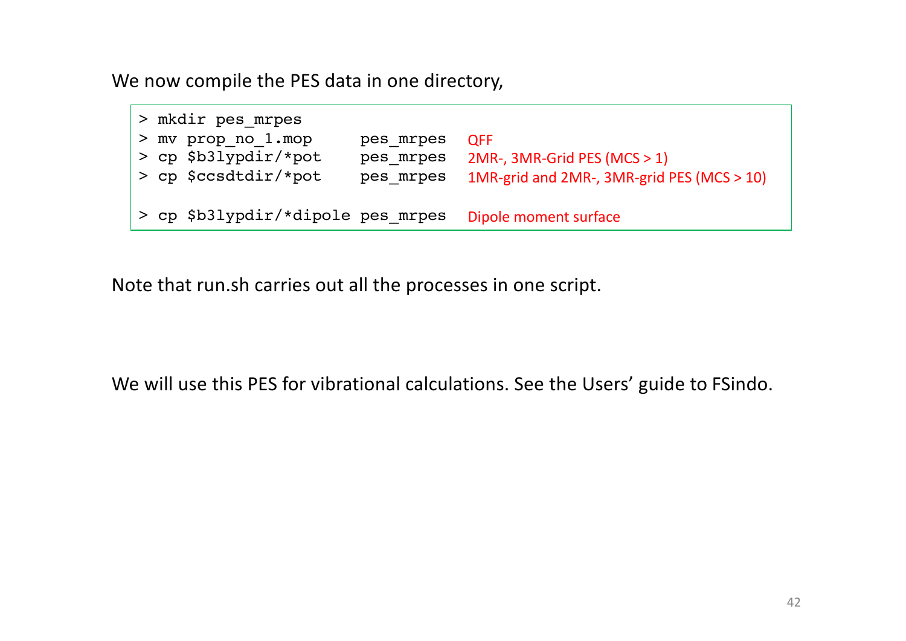We now compile the PES data in one directory,

```
> mkdir pes_mrpes
> mv prop_no_1.mop      pes_mrpes   QFF
> cp $b3lypdir/*pot     pes_mrpes   2MR-, 3MR-Grid PES (MCS > 1)
> cp $ccsdtdir/*pot     pes_mrpes   1MR-grid and 2MR-, 3MR-grid PES (MCS > 10)

> cp $b3lypdir/*dipole pes_mrpes    Dipole moment surface
```

Note that run.sh carries out all the processes in one script.

We will use this PES for vibrational calculations. See the Users' guide to FSindo.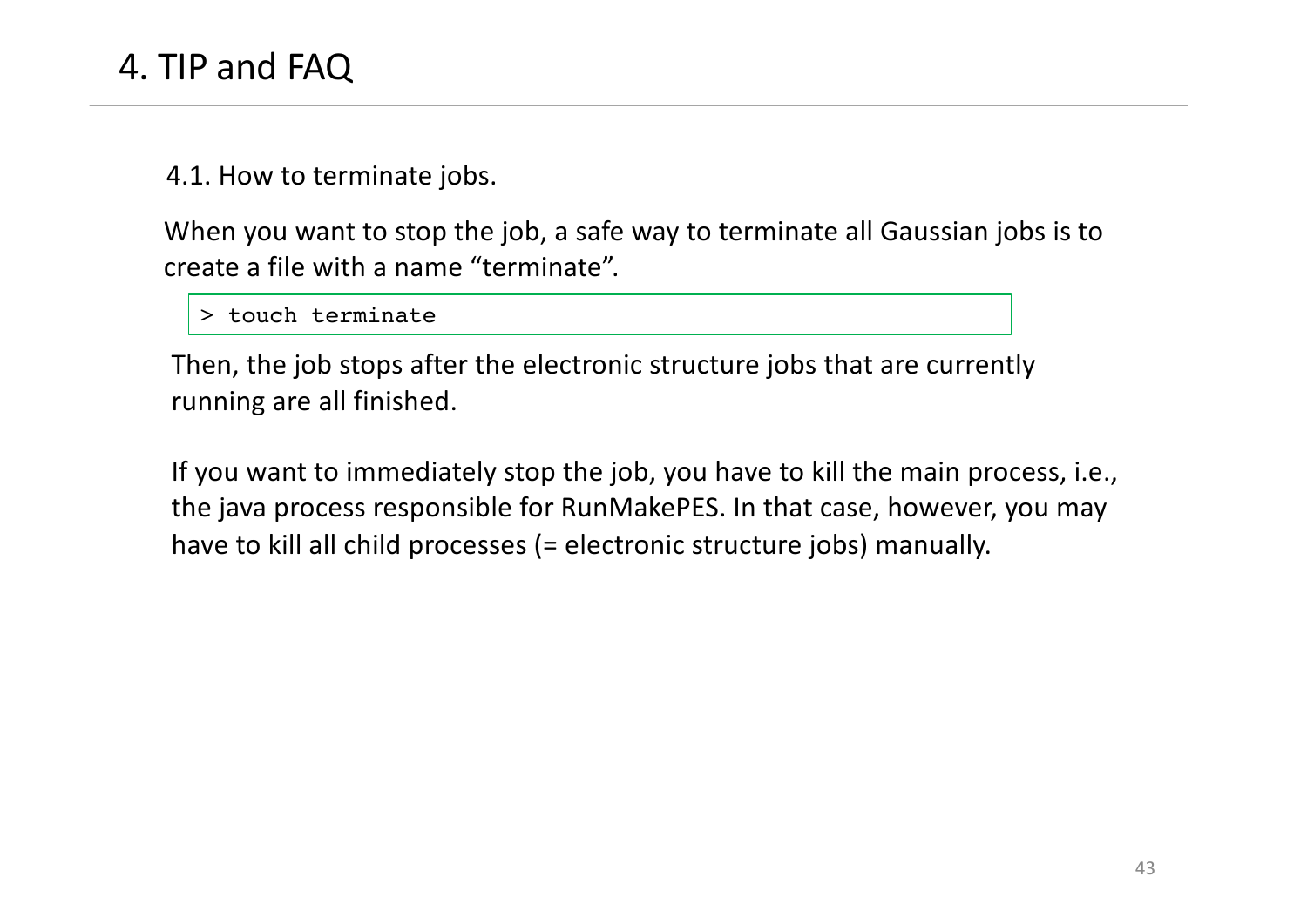# 4. TIP and FAQ

## 4.1. How to terminate jobs.

When you want to stop the job, a safe way to terminate all Gaussian jobs is to create a file with a name “terminate”.

```
> touch terminate
```

Then, the job stops after the electronic structure jobs that are currently running are all finished.

If you want to immediately stop the job, you have to kill the main process, i.e., the java process responsible for RunMakePES. In that case, however, you may have to kill all child processes (= electronic structure jobs) manually.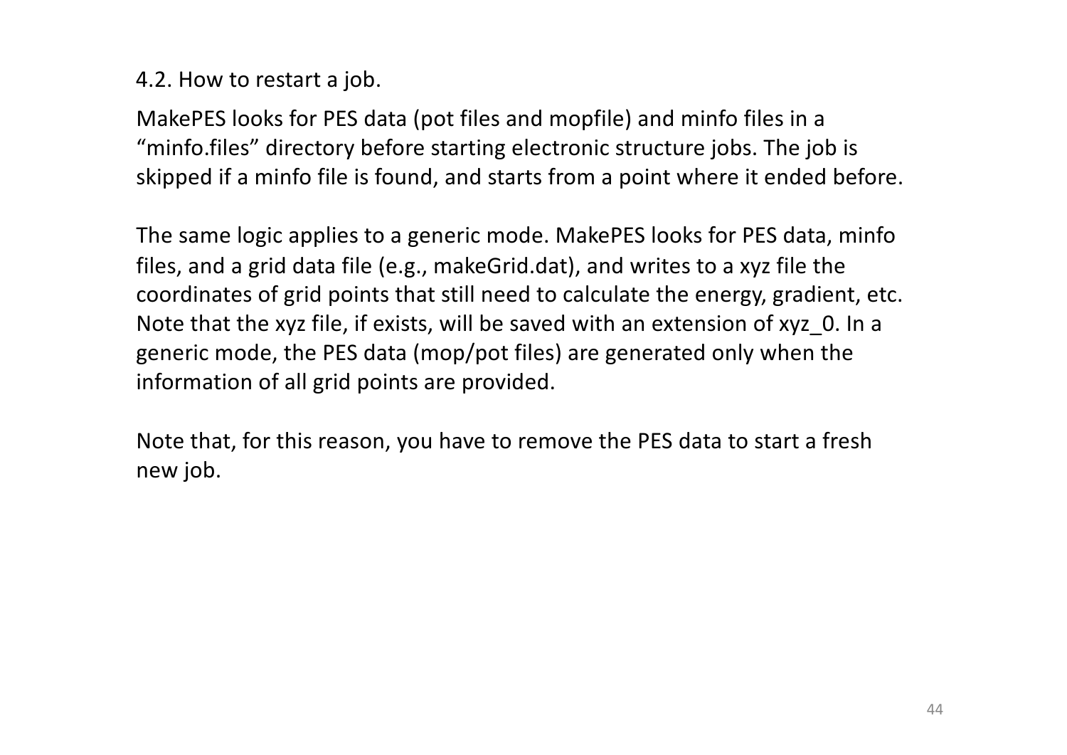## 4.2. How to restart a job.

MakePES looks for PES data (pot files and mopfile) and minfo files in a "minfo.files" directory before starting electronic structure jobs. The job is skipped if a minfo file is found, and starts from a point where it ended before.

The same logic applies to a generic mode. MakePES looks for PES data, minfo files, and a grid data file (e.g., makeGrid.dat), and writes to a xyz file the coordinates of grid points that still need to calculate the energy, gradient, etc. Note that the xyz file, if exists, will be saved with an extension of xyz_0. In a generic mode, the PES data (mop/pot files) are generated only when the information of all grid points are provided.

Note that, for this reason, you have to remove the PES data to start a fresh new job.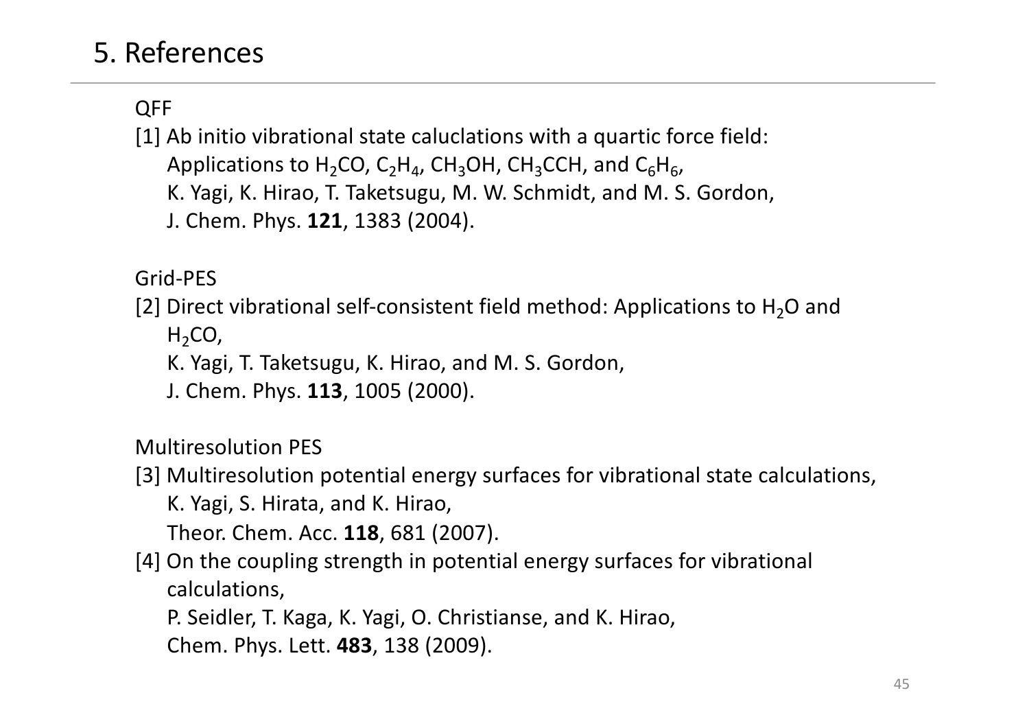## 5. References

QFF

[1] Ab initio vibrational state caluclations with a quartic force field: Applications to $H_2CO$, $C_2H_4$, $CH_3OH$, $CH_3CCH$, and $C_6H_6$,
K. Yagi, K. Hirao, T. Taketsugu, M. W. Schmidt, and M. S. Gordon,
J. Chem. Phys. **121**, 1383 (2004).

Grid-PES

[2] Direct vibrational self-consistent field method: Applications to $H_2O$ and $H_2CO$,
K. Yagi, T. Taketsugu, K. Hirao, and M. S. Gordon,
J. Chem. Phys. **113**, 1005 (2000).

Multiresolution PES

[3] Multiresolution potential energy surfaces for vibrational state calculations,
K. Yagi, S. Hirata, and K. Hirao,
Theor. Chem. Acc. **118**, 681 (2007).

[4] On the coupling strength in potential energy surfaces for vibrational calculations,
P. Seidler, T. Kaga, K. Yagi, O. Christianse, and K. Hirao,
Chem. Phys. Lett. **483**, 138 (2009).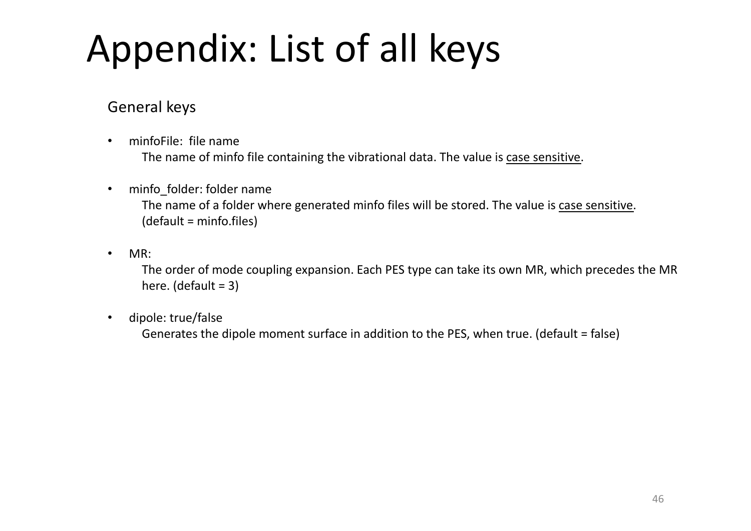# Appendix: List of all keys

## General keys

- minfoFile: file name
  The name of minfo file containing the vibrational data. The value is case sensitive.

- minfo_folder: folder name
  The name of a folder where generated minfo files will be stored. The value is case sensitive.
  (default = minfo.files)

- MR:
  The order of mode coupling expansion. Each PES type can take its own MR, which precedes the MR here. (default = 3)

- dipole: true/false
  Generates the dipole moment surface in addition to the PES, when true. (default = false)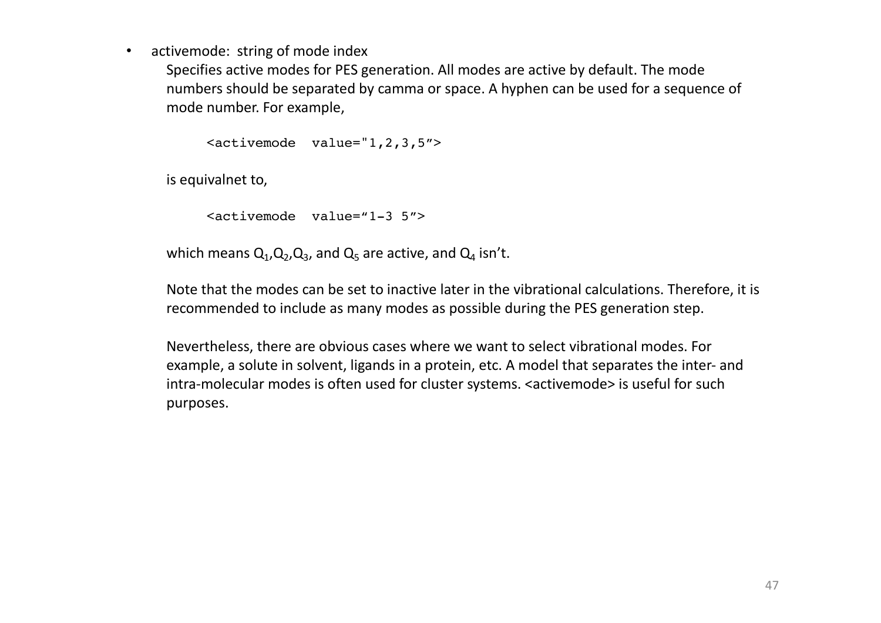- activemode: string of mode index

  Specifies active modes for PES generation. All modes are active by default. The mode numbers should be separated by camma or space. A hyphen can be used for a sequence of mode number. For example,

  ```
  <activemode  value="1,2,3,5”>
  ```

  is equivalnet to,

  ```
  <activemode  value=“1-3 5”>
  ```

  which means $Q_1$,$Q_2$,$Q_3$, and $Q_5$ are active, and $Q_4$ isn’t.

  Note that the modes can be set to inactive later in the vibrational calculations. Therefore, it is recommended to include as many modes as possible during the PES generation step.

  Nevertheless, there are obvious cases where we want to select vibrational modes. For example, a solute in solvent, ligands in a protein, etc. A model that separates the inter- and intra-molecular modes is often used for cluster systems. <activemode> is useful for such purposes.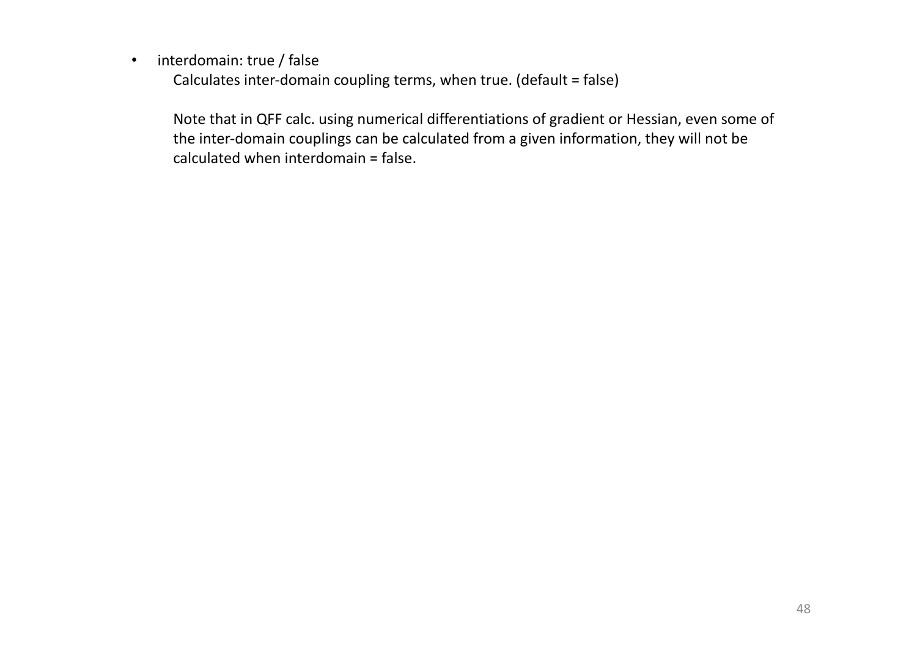- interdomain: true / false

  Calculates inter-domain coupling terms, when true. (default = false)

  Note that in QFF calc. using numerical differentiations of gradient or Hessian, even some of the inter-domain couplings can be calculated from a given information, they will not be calculated when interdomain = false.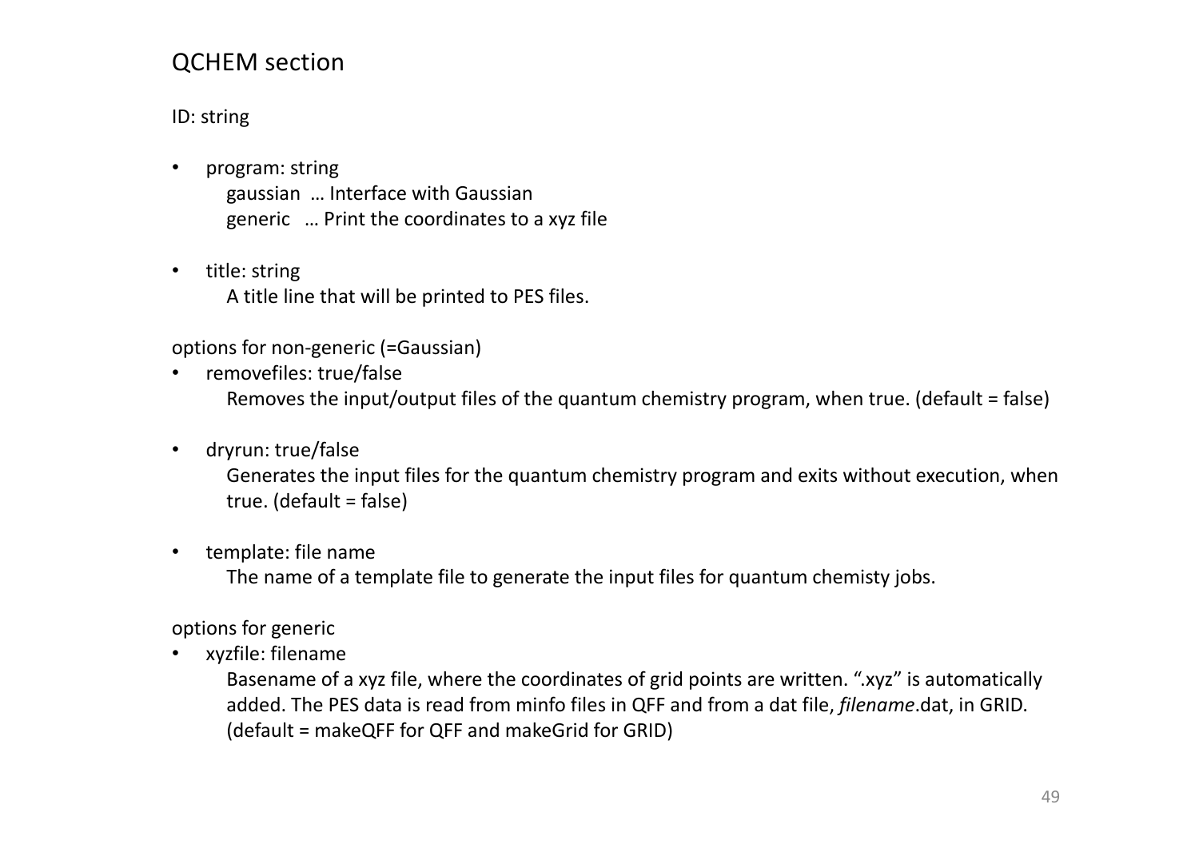# QCHEM section

ID: string

- program: string
  - gaussian … Interface with Gaussian
  - generic … Print the coordinates to a xyz file

- title: string
  - A title line that will be printed to PES files.

options for non-generic (=Gaussian)

- removefiles: true/false
  - Removes the input/output files of the quantum chemistry program, when true. (default = false)

- dryrun: true/false
  - Generates the input files for the quantum chemistry program and exits without execution, when true. (default = false)

- template: file name
  - The name of a template file to generate the input files for quantum chemisty jobs.

options for generic

- xyzfile: filename
  - Basename of a xyz file, where the coordinates of grid points are written. ".xyz" is automatically added. The PES data is read from minfo files in QFF and from a dat file, *filename*.dat, in GRID. (default = makeQFF for QFF and makeGrid for GRID)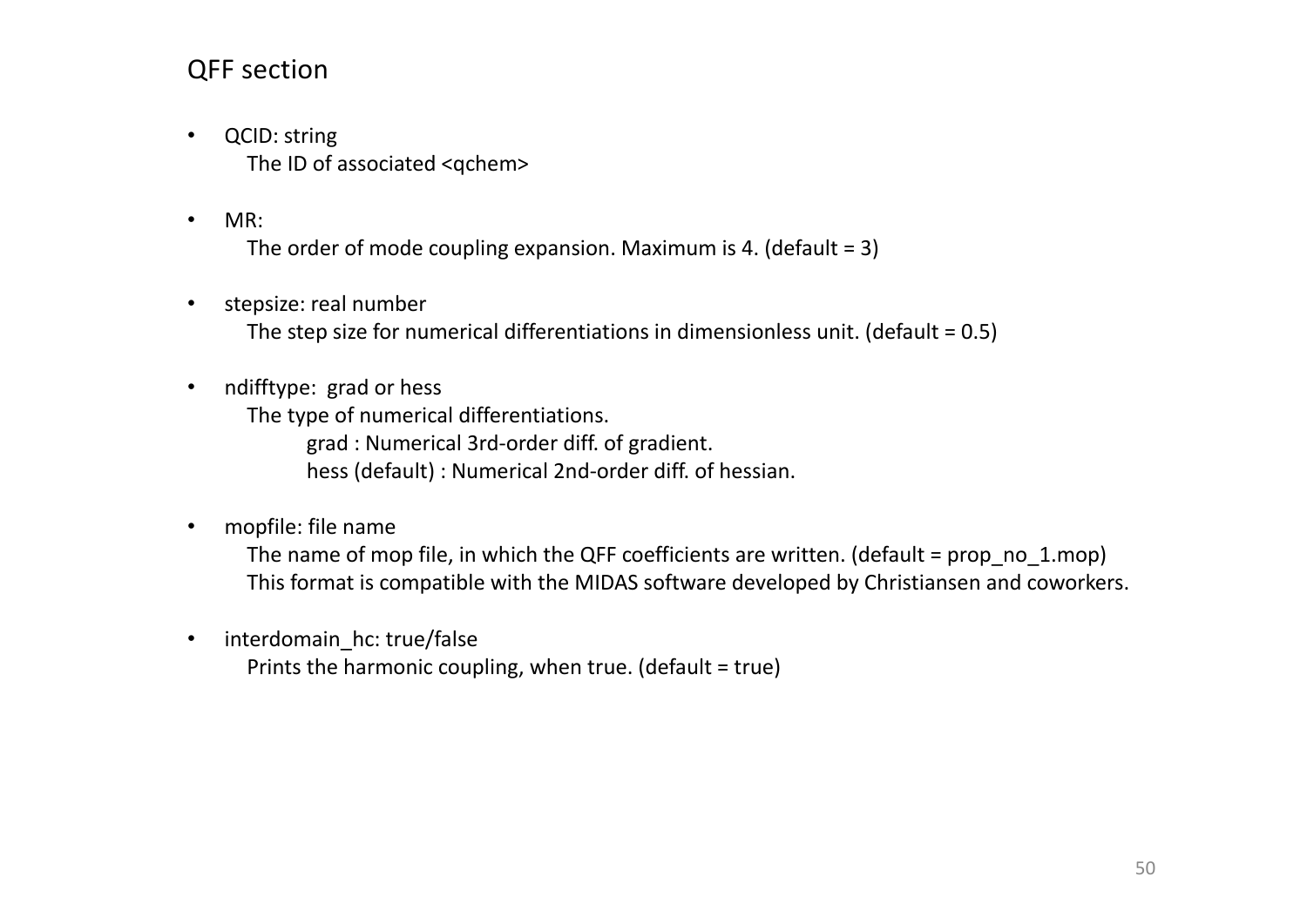# QFF section

- QCID: string
  The ID of associated <qchem>

- MR:
  The order of mode coupling expansion. Maximum is 4. (default = 3)

- stepsize: real number
  The step size for numerical differentiations in dimensionless unit. (default = 0.5)

- ndifftype: grad or hess
  The type of numerical differentiations.
  - grad : Numerical 3rd-order diff. of gradient.
  - hess (default) : Numerical 2nd-order diff. of hessian.

- mopfile: file name
  The name of mop file, in which the QFF coefficients are written. (default = prop_no_1.mop)
  This format is compatible with the MIDAS software developed by Christiansen and coworkers.

- interdomain_hc: true/false
  Prints the harmonic coupling, when true. (default = true)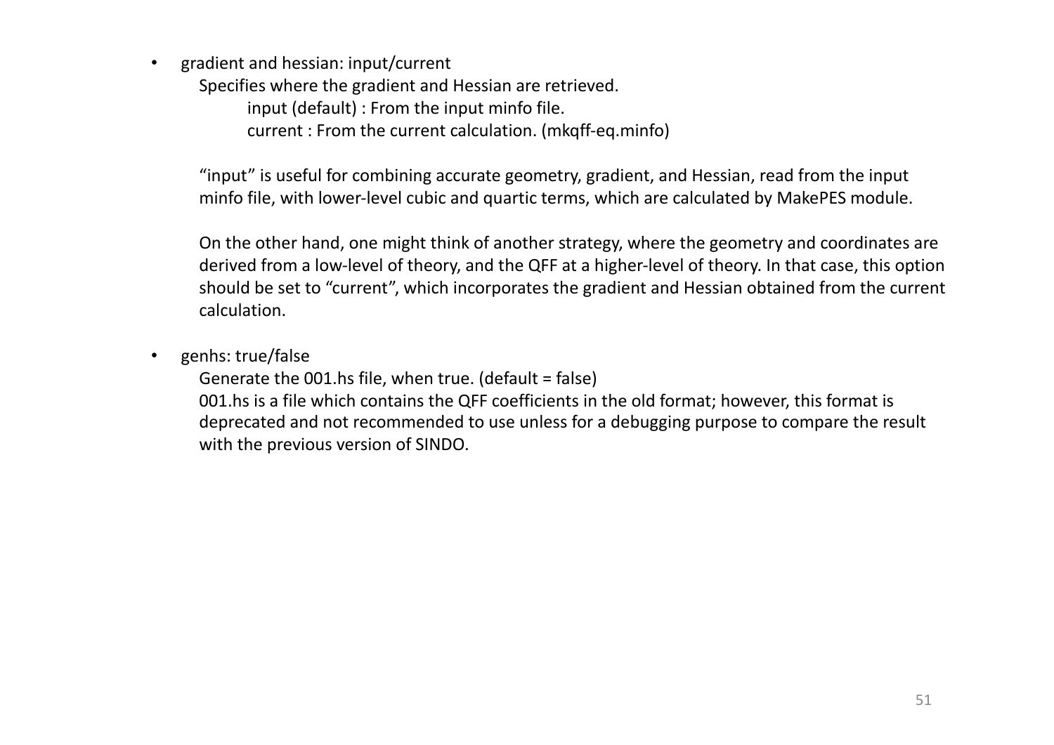- gradient and hessian: input/current

  Specifies where the gradient and Hessian are retrieved.

  - input (default) : From the input minfo file.
  - current : From the current calculation. (mkqff-eq.minfo)

  “input” is useful for combining accurate geometry, gradient, and Hessian, read from the input minfo file, with lower-level cubic and quartic terms, which are calculated by MakePES module.

  On the other hand, one might think of another strategy, where the geometry and coordinates are derived from a low-level of theory, and the QFF at a higher-level of theory. In that case, this option should be set to “current”, which incorporates the gradient and Hessian obtained from the current calculation.

- genhs: true/false

  Generate the 001.hs file, when true. (default = false)

  001.hs is a file which contains the QFF coefficients in the old format; however, this format is deprecated and not recommended to use unless for a debugging purpose to compare the result with the previous version of SINDO.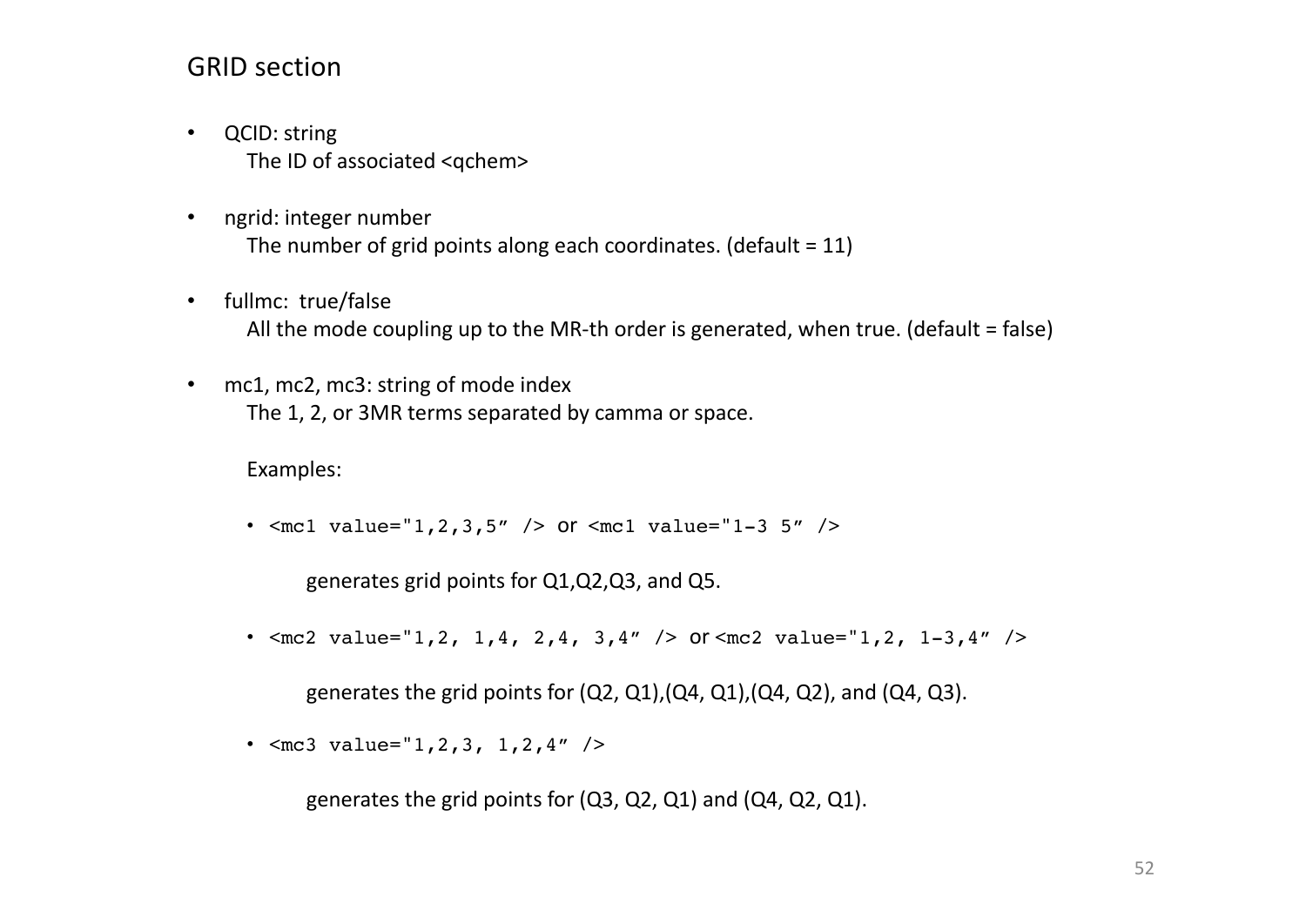# GRID section

- QCID: string
  The ID of associated <qchem>

- ngrid: integer number
  The number of grid points along each coordinates. (default = 11)

- fullmc: true/false
  All the mode coupling up to the MR-th order is generated, when true. (default = false)

- mc1, mc2, mc3: string of mode index
  The 1, 2, or 3MR terms separated by camma or space.

  Examples:

  - `<mc1 value="1,2,3,5" />` or `<mc1 value="1-3 5" />`

    generates grid points for Q1,Q2,Q3, and Q5.

  - `<mc2 value="1,2, 1,4, 2,4, 3,4" />` or `<mc2 value="1,2, 1-3,4" />`

    generates the grid points for (Q2, Q1),(Q4, Q1),(Q4, Q2), and (Q4, Q3).

  - `<mc3 value="1,2,3, 1,2,4" />`

    generates the grid points for (Q3, Q2, Q1) and (Q4, Q2, Q1).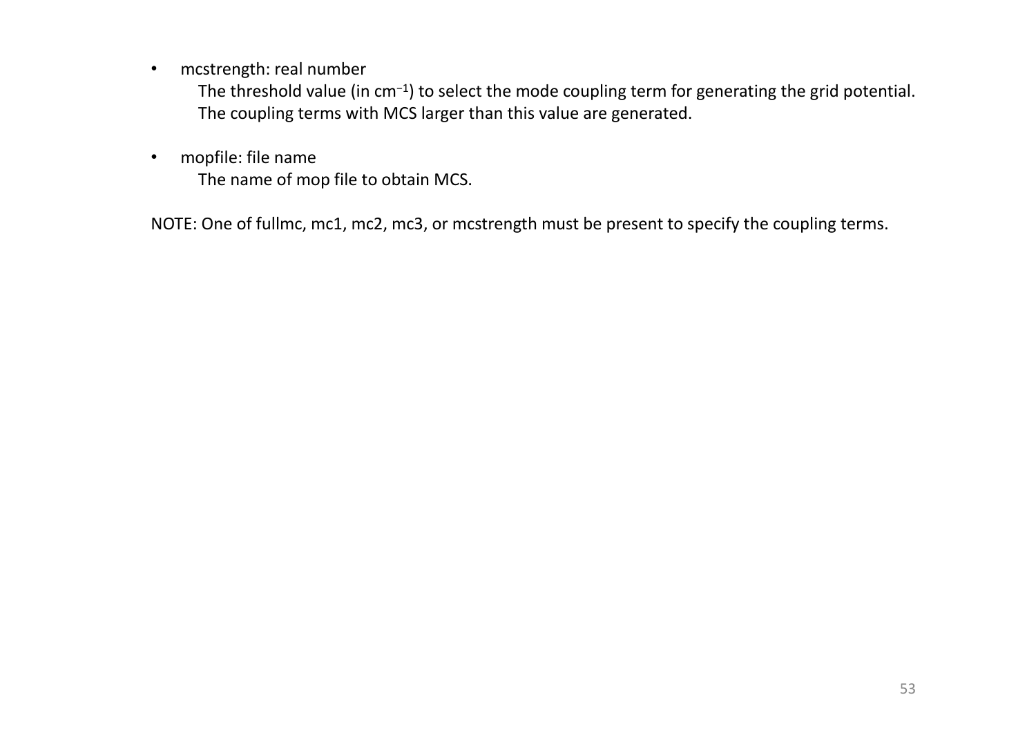- mcstrength: real number

  The threshold value (in $cm^{-1}$) to select the mode coupling term for generating the grid potential. The coupling terms with MCS larger than this value are generated.

- mopfile: file name

  The name of mop file to obtain MCS.

NOTE: One of fullmc, mc1, mc2, mc3, or mcstrength must be present to specify the coupling terms.